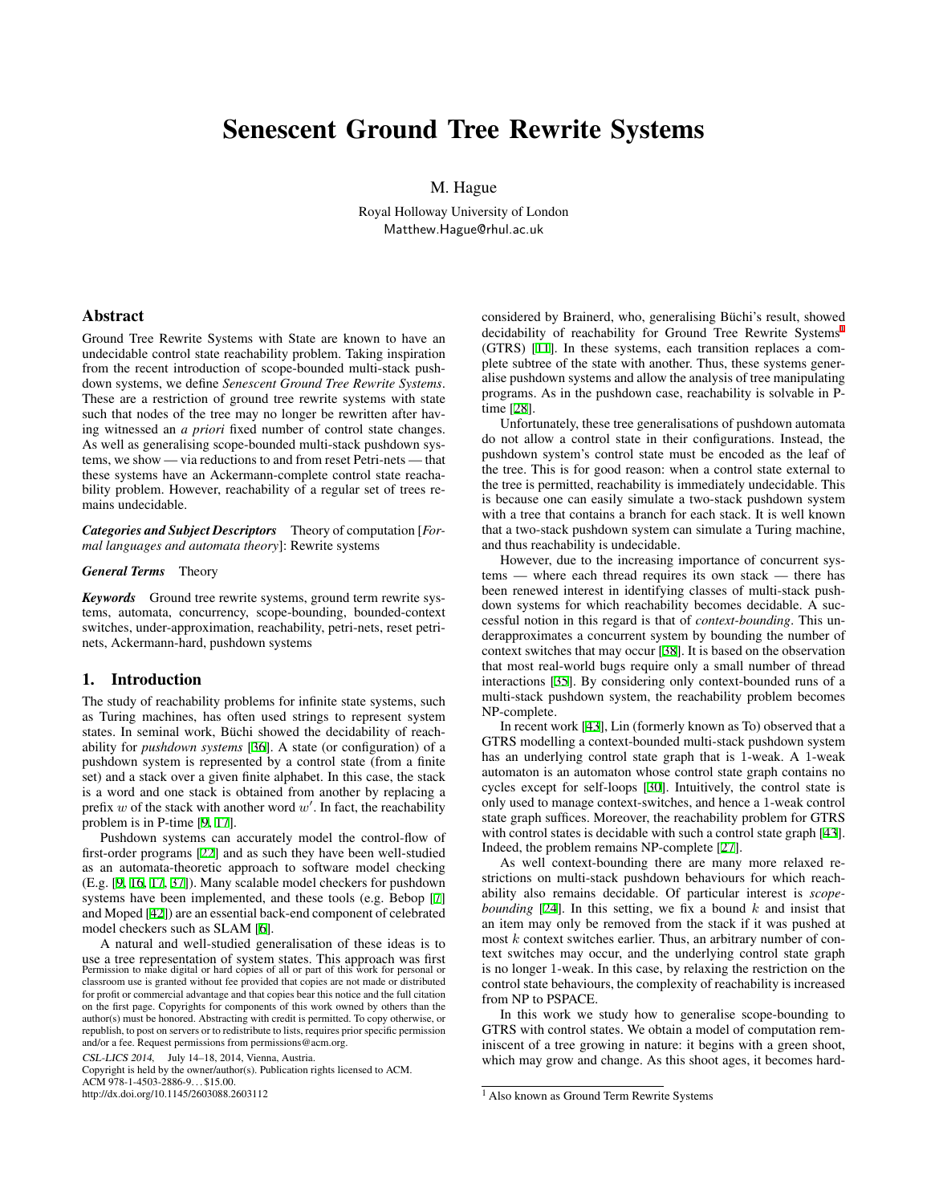# Senescent Ground Tree Rewrite Systems

M. Hague

Royal Holloway University of London
Matthew.Hague@rhul.ac.uk

## Abstract

Ground Tree Rewrite Systems with State are known to have an undecidable control state reachability problem. Taking inspiration from the recent introduction of scope-bounded multi-stack pushdown systems, we define *Senescent Ground Tree Rewrite Systems*. These are a restriction of ground tree rewrite systems with state such that nodes of the tree may no longer be rewritten after having witnessed an *a priori* fixed number of control state changes. As well as generalising scope-bounded multi-stack pushdown systems, we show — via reductions to and from reset Petri-nets — that these systems have an Ackermann-complete control state reachability problem. However, reachability of a regular set of trees remains undecidable.

***Categories and Subject Descriptors*** Theory of computation [*Formal languages and automata theory*]: Rewrite systems

***General Terms*** Theory

***Keywords*** Ground tree rewrite systems, ground term rewrite systems, automata, concurrency, scope-bounding, bounded-context switches, under-approximation, reachability, petri-nets, reset petri-nets, Ackermann-hard, pushdown systems

## 1. Introduction

The study of reachability problems for infinite state systems, such as Turing machines, has often used strings to represent system states. In seminal work, Büchi showed the decidability of reachability for *pushdown systems* [36]. A state (or configuration) of a pushdown system is represented by a control state (from a finite set) and a stack over a given finite alphabet. In this case, the stack is a word and one stack is obtained from another by replacing a prefix $w$ of the stack with another word $w'$. In fact, the reachability problem is in P-time [9, 17].

Pushdown systems can accurately model the control-flow of first-order programs [22] and as such they have been well-studied as an automata-theoretic approach to software model checking (E.g. [9, 16, 17, 37]). Many scalable model checkers for pushdown systems have been implemented, and these tools (e.g. Bebop [7] and Moped [42]) are an essential back-end component of celebrated model checkers such as SLAM [6].

A natural and well-studied generalisation of these ideas is to use a tree representation of system states. This approach was first considered by Brainerd, who, generalising Büchi's result, showed decidability of reachability for Ground Tree Rewrite Systems[1] (GTRS) [11]. In these systems, each transition replaces a complete subtree of the state with another. Thus, these systems generalise pushdown systems and allow the analysis of tree manipulating programs. As in the pushdown case, reachability is solvable in P-time [28].

Unfortunately, these tree generalisations of pushdown automata do not allow a control state in their configurations. Instead, the pushdown system's control state must be encoded as the leaf of the tree. This is for good reason: when a control state external to the tree is permitted, reachability is immediately undecidable. This is because one can easily simulate a two-stack pushdown system with a tree that contains a branch for each stack. It is well known that a two-stack pushdown system can simulate a Turing machine, and thus reachability is undecidable.

However, due to the increasing importance of concurrent systems — where each thread requires its own stack — there has been renewed interest in identifying classes of multi-stack pushdown systems for which reachability becomes decidable. A successful notion in this regard is that of *context-bounding*. This underapproximates a concurrent system by bounding the number of context switches that may occur [38]. It is based on the observation that most real-world bugs require only a small number of thread interactions [35]. By considering only context-bounded runs of a multi-stack pushdown system, the reachability problem becomes NP-complete.

In recent work [43], Lin (formerly known as To) observed that a GTRS modelling a context-bounded multi-stack pushdown system has an underlying control state graph that is 1-weak. A 1-weak automaton is an automaton whose control state graph contains no cycles except for self-loops [30]. Intuitively, the control state is only used to manage context-switches, and hence a 1-weak control state graph suffices. Moreover, the reachability problem for GTRS with control states is decidable with such a control state graph [43]. Indeed, the problem remains NP-complete [27].

As well context-bounding there are many more relaxed restrictions on multi-stack pushdown behaviours for which reachability also remains decidable. Of particular interest is *scope-bounding* [24]. In this setting, we fix a bound $k$ and insist that an item may only be removed from the stack if it was pushed at most $k$ context switches earlier. Thus, an arbitrary number of context switches may occur, and the underlying control state graph is no longer 1-weak. In this case, by relaxing the restriction on the control state behaviours, the complexity of reachability is increased from NP to PSPACE.

In this work we study how to generalise scope-bounding to GTRS with control states. We obtain a model of computation reminiscent of a tree growing in nature: it begins with a green shoot, which may grow and change. As this shoot ages, it becomes hard-

[1] Also known as Ground Term Rewrite Systems

Permission to make digital or hard copies of all or part of this work for personal or classroom use is granted without fee provided that copies are not made or distributed for profit or commercial advantage and that copies bear this notice and the full citation on the first page. Copyrights for components of this work owned by others than the author(s) must be honored. Abstracting with credit is permitted. To copy otherwise, or republish, to post on servers or to redistribute to lists, requires prior specific permission and/or a fee. Request permissions from permissions@acm.org.

*CSL-LICS 2014*, July 14–18, 2014, Vienna, Austria.
Copyright is held by the owner/author(s). Publication rights licensed to ACM.
ACM 978-1-4503-2886-9…$15.00.
http://dx.doi.org/10.1145/2603088.2603112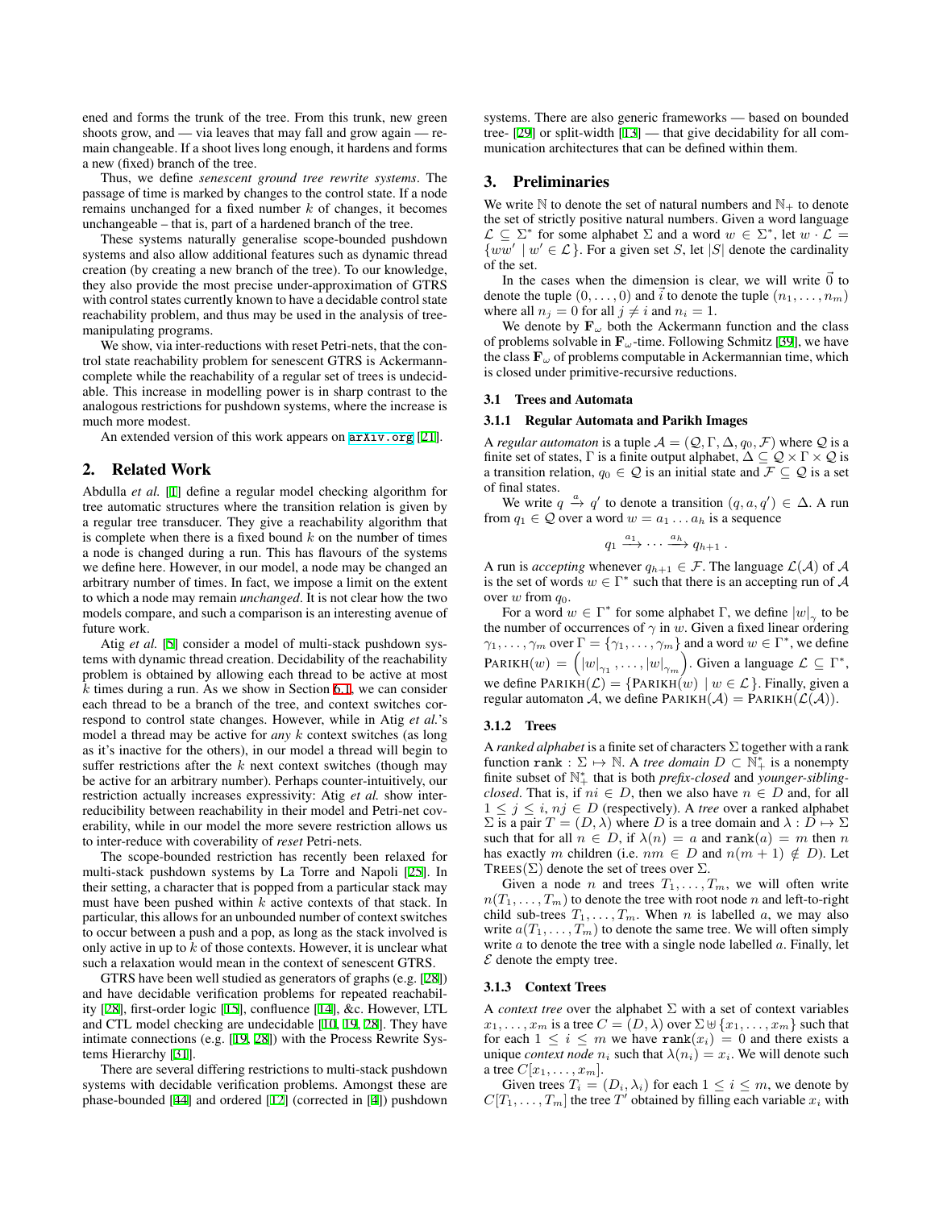ened and forms the trunk of the tree. From this trunk, new green shoots grow, and — via leaves that may fall and grow again — remain changeable. If a shoot lives long enough, it hardens and forms a new (fixed) branch of the tree.

Thus, we define *senescent ground tree rewrite systems*. The passage of time is marked by changes to the control state. If a node remains unchanged for a fixed number $k$ of changes, it becomes unchangeable – that is, part of a hardened branch of the tree.

These systems naturally generalise scope-bounded pushdown systems and also allow additional features such as dynamic thread creation (by creating a new branch of the tree). To our knowledge, they also provide the most precise under-approximation of GTRS with control states currently known to have a decidable control state reachability problem, and thus may be used in the analysis of tree-manipulating programs.

We show, via inter-reductions with reset Petri-nets, that the control state reachability problem for senescent GTRS is Ackermann-complete while the reachability of a regular set of trees is undecidable. This increase in modelling power is in sharp contrast to the analogous restrictions for pushdown systems, where the increase is much more modest.

An extended version of this work appears on arXiv.org [21].

## 2. Related Work

Abdulla *et al.* [1] define a regular model checking algorithm for tree automatic structures where the transition relation is given by a regular tree transducer. They give a reachability algorithm that is complete when there is a fixed bound $k$ on the number of times a node is changed during a run. This has flavours of the systems we define here. However, in our model, a node may be changed an arbitrary number of times. In fact, we impose a limit on the extent to which a node may remain *unchanged*. It is not clear how the two models compare, and such a comparison is an interesting avenue of future work.

Atig *et al.* [5] consider a model of multi-stack pushdown systems with dynamic thread creation. Decidability of the reachability problem is obtained by allowing each thread to be active at most $k$ times during a run. As we show in Section 6.1, we can consider each thread to be a branch of the tree, and context switches correspond to control state changes. However, while in Atig *et al.*'s model a thread may be active for *any* $k$ context switches (as long as it's inactive for the others), in our model a thread will begin to suffer restrictions after the $k$ next context switches (though may be active for an arbitrary number). Perhaps counter-intuitively, our restriction actually increases expressivity: Atig *et al.* show inter-reducibility between reachability in their model and Petri-net coverability, while in our model the more severe restriction allows us to inter-reduce with coverability of *reset* Petri-nets.

The scope-bounded restriction has recently been relaxed for multi-stack pushdown systems by La Torre and Napoli [25]. In their setting, a character that is popped from a particular stack may must have been pushed within $k$ active contexts of that stack. In particular, this allows for an unbounded number of context switches to occur between a push and a pop, as long as the stack involved is only active in up to $k$ of those contexts. However, it is unclear what such a relaxation would mean in the context of senescent GTRS.

GTRS have been well studied as generators of graphs (e.g. [28]) and have decidable verification problems for repeated reachability [28], first-order logic [15], confluence [14], &c. However, LTL and CTL model checking are undecidable [10, 19, 28]. They have intimate connections (e.g. [19, 28]) with the Process Rewrite Systems Hierarchy [31].

There are several differing restrictions to multi-stack pushdown systems with decidable verification problems. Amongst these are phase-bounded [44] and ordered [12] (corrected in [4]) pushdown systems. There are also generic frameworks — based on bounded tree- [29] or split-width [13] — that give decidability for all communication architectures that can be defined within them.

## 3. Preliminaries

We write $\mathbb{N}$ to denote the set of natural numbers and $\mathbb{N}_+$ to denote the set of strictly positive natural numbers. Given a word language $\mathcal{L} \subseteq \Sigma^*$ for some alphabet $\Sigma$ and a word $w \in \Sigma^*$, let $w \cdot \mathcal{L} = \{ww' \mid w' \in \mathcal{L}\}$. For a given set $S$, let $|S|$ denote the cardinality of the set.

In the cases when the dimension is clear, we will write $\vec{0}$ to denote the tuple $(0, \ldots, 0)$ and $\vec{i}$ to denote the tuple $(n_1, \ldots, n_m)$ where all $n_j = 0$ for all $j \neq i$ and $n_i = 1$.

We denote by $\mathbf{F}_\omega$ both the Ackermann function and the class of problems solvable in $\mathbf{F}_\omega$-time. Following Schmitz [39], we have the class $\mathbf{F}_\omega$ of problems computable in Ackermannian time, which is closed under primitive-recursive reductions.

### 3.1 Trees and Automata

#### 3.1.1 Regular Automata and Parikh Images

A *regular automaton* is a tuple $\mathcal{A} = (\mathcal{Q}, \Gamma, \Delta, q_0, \mathcal{F})$ where $\mathcal{Q}$ is a finite set of states, $\Gamma$ is a finite output alphabet, $\Delta \subseteq \mathcal{Q} \times \Gamma \times \mathcal{Q}$ is a transition relation, $q_0 \in \mathcal{Q}$ is an initial state and $\mathcal{F} \subseteq \mathcal{Q}$ is a set of final states.

We write $q \xrightarrow{a} q'$ to denote a transition $(q, a, q') \in \Delta$. A run from $q_1 \in \mathcal{Q}$ over a word $w = a_1 \ldots a_h$ is a sequence

$$q_1 \xrightarrow{a_1} \cdots \xrightarrow{a_h} q_{h+1} .$$

A run is *accepting* whenever $q_{h+1} \in \mathcal{F}$. The language $\mathcal{L}(\mathcal{A})$ of $\mathcal{A}$ is the set of words $w \in \Gamma^*$ such that there is an accepting run of $\mathcal{A}$ over $w$ from $q_0$.

For a word $w \in \Gamma^*$ for some alphabet $\Gamma$, we define $|w|_\gamma$ to be the number of occurrences of $\gamma$ in $w$. Given a fixed linear ordering $\gamma_1, \ldots, \gamma_m$ over $\Gamma = \{\gamma_1, \ldots, \gamma_m\}$ and a word $w \in \Gamma^*$, we define $\textsc{Parikh}(w) = \left(|w|_{\gamma_1}, \ldots, |w|_{\gamma_m}\right)$. Given a language $\mathcal{L} \subseteq \Gamma^*$, we define $\textsc{Parikh}(\mathcal{L}) = \{\textsc{Parikh}(w) \mid w \in \mathcal{L}\}$. Finally, given a regular automaton $\mathcal{A}$, we define $\textsc{Parikh}(\mathcal{A}) = \textsc{Parikh}(\mathcal{L}(\mathcal{A}))$.

#### 3.1.2 Trees

A *ranked alphabet* is a finite set of characters $\Sigma$ together with a rank function $\mathtt{rank} : \Sigma \mapsto \mathbb{N}$. A *tree domain* $D \subset \mathbb{N}_+^*$ is a nonempty finite subset of $\mathbb{N}_+^*$ that is both *prefix-closed* and *younger-sibling-closed*. That is, if $ni \in D$, then we also have $n \in D$ and, for all $1 \leq j \leq i$, $nj \in D$ (respectively). A *tree* over a ranked alphabet $\Sigma$ is a pair $T = (D, \lambda)$ where $D$ is a tree domain and $\lambda : D \mapsto \Sigma$ such that for all $n \in D$, if $\lambda(n) = a$ and $\mathtt{rank}(a) = m$ then $n$ has exactly $m$ children (i.e. $nm \in D$ and $n(m+1) \notin D$). Let $\textsc{Trees}(\Sigma)$ denote the set of trees over $\Sigma$.

Given a node $n$ and trees $T_1, \ldots, T_m$, we will often write $n(T_1, \ldots, T_m)$ to denote the tree with root node $n$ and left-to-right child sub-trees $T_1, \ldots, T_m$. When $n$ is labelled $a$, we may also write $a(T_1, \ldots, T_m)$ to denote the same tree. We will often simply write $a$ to denote the tree with a single node labelled $a$. Finally, let $\mathcal{E}$ denote the empty tree.

#### 3.1.3 Context Trees

A *context tree* over the alphabet $\Sigma$ with a set of context variables $x_1, \ldots, x_m$ is a tree $C = (D, \lambda)$ over $\Sigma \uplus \{x_1, \ldots, x_m\}$ such that for each $1 \leq i \leq m$ we have $\mathtt{rank}(x_i) = 0$ and there exists a unique *context node* $n_i$ such that $\lambda(n_i) = x_i$. We will denote such a tree $C[x_1, \ldots, x_m]$.

Given trees $T_i = (D_i, \lambda_i)$ for each $1 \leq i \leq m$, we denote by $C[T_1, \ldots, T_m]$ the tree $T'$ obtained by filling each variable $x_i$ with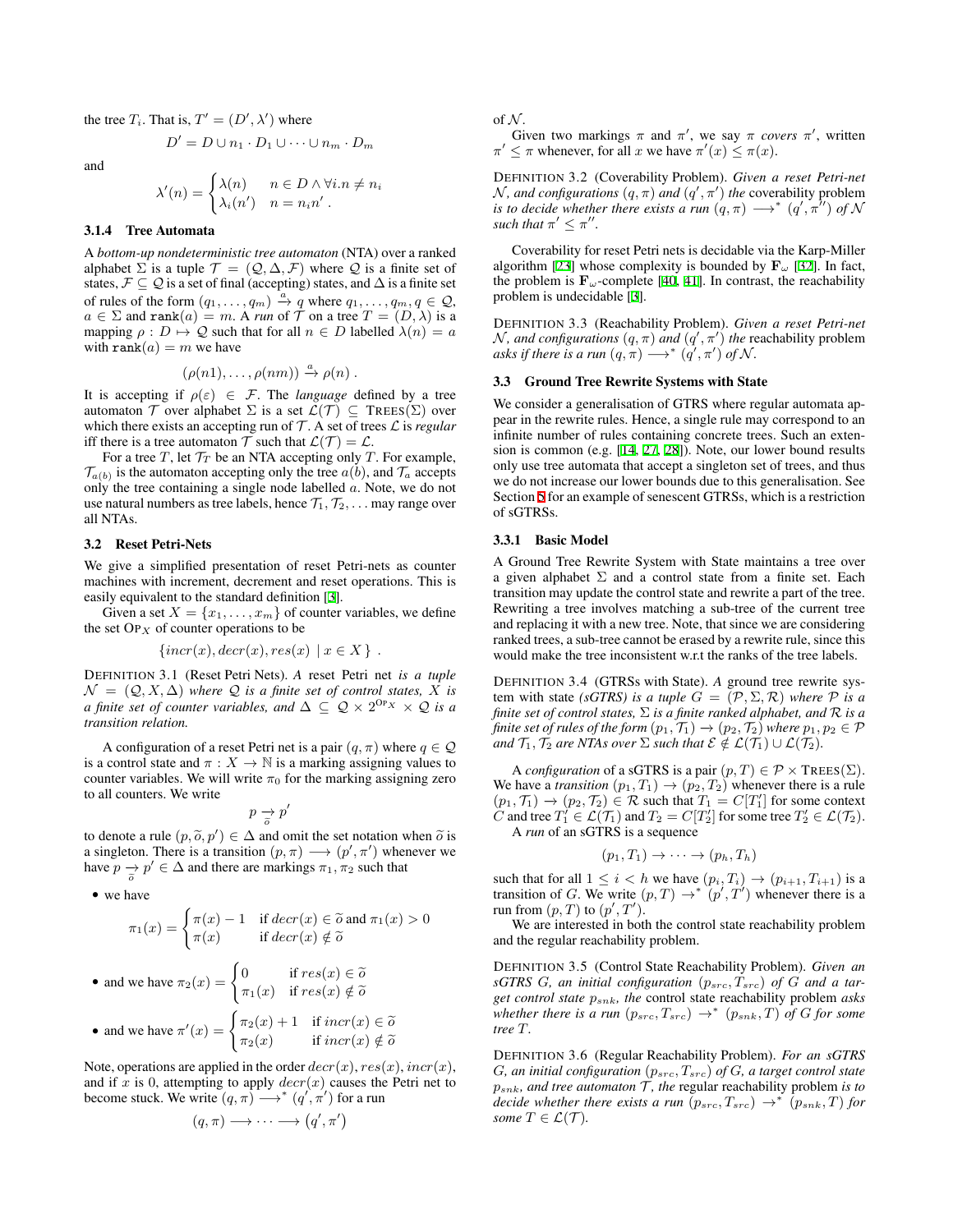the tree $T_i$. That is, $T' = (D', \lambda')$ where

$$D' = D \cup n_1 \cdot D_1 \cup \cdots \cup n_m \cdot D_m$$

and

$$\lambda'(n) = \begin{cases} \lambda(n) & n \in D \wedge \forall i. n \neq n_i \\ \lambda_i(n') & n = n_i n' \end{cases} .$$

### 3.1.4 Tree Automata

A *bottom-up nondeterministic tree automaton* (NTA) over a ranked alphabet $\Sigma$ is a tuple $\mathcal{T} = (\mathcal{Q}, \Delta, \mathcal{F})$ where $\mathcal{Q}$ is a finite set of states, $\mathcal{F} \subseteq \mathcal{Q}$ is a set of final (accepting) states, and $\Delta$ is a finite set of rules of the form $(q_1, \ldots, q_m) \xrightarrow{a} q$ where $q_1, \ldots, q_m, q \in \mathcal{Q}$, $a \in \Sigma$ and $\mathtt{rank}(a) = m$. A *run* of $\mathcal{T}$ on a tree $T = (D, \lambda)$ is a mapping $\rho : D \mapsto \mathcal{Q}$ such that for all $n \in D$ labelled $\lambda(n) = a$ with $\mathtt{rank}(a) = m$ we have

$$(\rho(n1), \ldots, \rho(nm)) \xrightarrow{a} \rho(n) .$$

It is accepting if $\rho(\varepsilon) \in \mathcal{F}$. The *language* defined by a tree automaton $\mathcal{T}$ over alphabet $\Sigma$ is a set $\mathcal{L}(\mathcal{T}) \subseteq \text{TREES}(\Sigma)$ over which there exists an accepting run of $\mathcal{T}$. A set of trees $\mathcal{L}$ is *regular* iff there is a tree automaton $\mathcal{T}$ such that $\mathcal{L}(\mathcal{T}) = \mathcal{L}$.

For a tree $T$, let $\mathcal{T}_T$ be an NTA accepting only $T$. For example, $\mathcal{T}_{a(b)}$ is the automaton accepting only the tree $a(b)$, and $\mathcal{T}_a$ accepts only the tree containing a single node labelled $a$. Note, we do not use natural numbers as tree labels, hence $\mathcal{T}_1, \mathcal{T}_2, \ldots$ may range over all NTAs.

## 3.2 Reset Petri-Nets

We give a simplified presentation of reset Petri-nets as counter machines with increment, decrement and reset operations. This is easily equivalent to the standard definition [3].

Given a set $X = \{x_1, \ldots, x_m\}$ of counter variables, we define the set $\text{OP}_X$ of counter operations to be

$$\{incr(x), decr(x), res(x) \mid x \in X\} .$$

DEFINITION 3.1 (Reset Petri Nets). *A* reset Petri net *is a tuple* $\mathcal{N} = (\mathcal{Q}, X, \Delta)$ *where* $\mathcal{Q}$ *is a finite set of control states,* $X$ *is a finite set of counter variables, and* $\Delta \subseteq \mathcal{Q} \times 2^{\text{OP}_X} \times \mathcal{Q}$ *is a transition relation.*

A configuration of a reset Petri net is a pair $(q, \pi)$ where $q \in \mathcal{Q}$ is a control state and $\pi : X \to \mathbb{N}$ is a marking assigning values to counter variables. We will write $\pi_0$ for the marking assigning zero to all counters. We write

$$p \xrightarrow[\widetilde{o}]{} p'$$

to denote a rule $(p, \widetilde{o}, p') \in \Delta$ and omit the set notation when $\widetilde{o}$ is a singleton. There is a transition $(p, \pi) \longrightarrow (p', \pi')$ whenever we have $p \xrightarrow[\widetilde{o}]{} p' \in \Delta$ and there are markings $\pi_1, \pi_2$ such that

- we have
$$\pi_1(x) = \begin{cases} \pi(x) - 1 & \text{if } decr(x) \in \widetilde{o} \text{ and } \pi_1(x) > 0 \\ \pi(x) & \text{if } decr(x) \notin \widetilde{o} \end{cases}$$
- and we have $\pi_2(x) = \begin{cases} 0 & \text{if } res(x) \in \widetilde{o} \\ \pi_1(x) & \text{if } res(x) \notin \widetilde{o} \end{cases}$
- and we have $\pi'(x) = \begin{cases} \pi_2(x) + 1 & \text{if } incr(x) \in \widetilde{o} \\ \pi_2(x) & \text{if } incr(x) \notin \widetilde{o} \end{cases}$

Note, operations are applied in the order $decr(x), res(x), incr(x)$, and if $x$ is 0, attempting to apply $decr(x)$ causes the Petri net to become stuck. We write $(q, \pi) \longrightarrow^* (q', \pi')$ for a run

$$(q, \pi) \longrightarrow \cdots \longrightarrow (q', \pi')$$

of $\mathcal{N}$.

Given two markings $\pi$ and $\pi'$, we say $\pi$ *covers* $\pi'$, written $\pi' \leq \pi$ whenever, for all $x$ we have $\pi'(x) \leq \pi(x)$.

DEFINITION 3.2 (Coverability Problem). *Given a reset Petri-net* $\mathcal{N}$, *and configurations* $(q, \pi)$ *and* $(q', \pi')$ *the* coverability problem *is to decide whether there exists a run* $(q, \pi) \longrightarrow^* (q', \pi'')$ *of* $\mathcal{N}$ *such that* $\pi' \leq \pi''$.

Coverability for reset Petri nets is decidable via the Karp-Miller algorithm [23] whose complexity is bounded by $\mathbf{F}_\omega$ [32]. In fact, the problem is $\mathbf{F}_\omega$-complete [40, 41]. In contrast, the reachability problem is undecidable [3].

DEFINITION 3.3 (Reachability Problem). *Given a reset Petri-net* $\mathcal{N}$, *and configurations* $(q, \pi)$ *and* $(q', \pi')$ *the* reachability problem *asks if there is a run* $(q, \pi) \longrightarrow^* (q', \pi')$ *of* $\mathcal{N}$.

## 3.3 Ground Tree Rewrite Systems with State

We consider a generalisation of GTRS where regular automata appear in the rewrite rules. Hence, a single rule may correspond to an infinite number of rules containing concrete trees. Such an extension is common (e.g. [14, 27, 28]). Note, our lower bound results only use tree automata that accept a singleton set of trees, and thus we do not increase our lower bounds due to this generalisation. See Section 5 for an example of senescent GTRSs, which is a restriction of sGTRSs.

### 3.3.1 Basic Model

A Ground Tree Rewrite System with State maintains a tree over a given alphabet $\Sigma$ and a control state from a finite set. Each transition may update the control state and rewrite a part of the tree. Rewriting a tree involves matching a sub-tree of the current tree and replacing it with a new tree. Note, that since we are considering ranked trees, a sub-tree cannot be erased by a rewrite rule, since this would make the tree inconsistent w.r.t the ranks of the tree labels.

DEFINITION 3.4 (GTRSs with State). *A* ground tree rewrite system with state *(sGTRS) is a tuple* $G = (\mathcal{P}, \Sigma, \mathcal{R})$ *where* $\mathcal{P}$ *is a finite set of control states,* $\Sigma$ *is a finite ranked alphabet, and* $\mathcal{R}$ *is a finite set of rules of the form* $(p_1, \mathcal{T}_1) \to (p_2, \mathcal{T}_2)$ *where* $p_1, p_2 \in \mathcal{P}$ *and* $\mathcal{T}_1, \mathcal{T}_2$ *are NTAs over* $\Sigma$ *such that* $\mathcal{E} \notin \mathcal{L}(\mathcal{T}_1) \cup \mathcal{L}(\mathcal{T}_2)$.

A *configuration* of a sGTRS is a pair $(p, T) \in \mathcal{P} \times \text{TREES}(\Sigma)$. We have a *transition* $(p_1, T_1) \to (p_2, T_2)$ whenever there is a rule $(p_1, \mathcal{T}_1) \to (p_2, \mathcal{T}_2) \in \mathcal{R}$ such that $T_1 = C[T_1']$ for some context $C$ and tree $T_1' \in \mathcal{L}(\mathcal{T}_1)$ and $T_2 = C[T_2']$ for some tree $T_2' \in \mathcal{L}(\mathcal{T}_2)$.

A *run* of an sGTRS is a sequence

$$(p_1, T_1) \to \cdots \to (p_h, T_h)$$

such that for all $1 \leq i < h$ we have $(p_i, T_i) \to (p_{i+1}, T_{i+1})$ is a transition of $G$. We write $(p, T) \to^* (p', T')$ whenever there is a run from $(p, T)$ to $(p', T')$.

We are interested in both the control state reachability problem and the regular reachability problem.

DEFINITION 3.5 (Control State Reachability Problem). *Given an sGTRS* $G$, *an initial configuration* $(p_{src}, T_{src})$ *of* $G$ *and a target control state* $p_{snk}$, *the* control state reachability problem *asks whether there is a run* $(p_{src}, T_{src}) \to^* (p_{snk}, T)$ *of* $G$ *for some tree* $T$.

DEFINITION 3.6 (Regular Reachability Problem). *For an sGTRS* $G$, *an initial configuration* $(p_{src}, T_{src})$ *of* $G$, *a target control state* $p_{snk}$, *and target automaton* $\mathcal{T}$, *the* regular reachability problem *is to decide whether there exists a run* $(p_{src}, T_{src}) \to^* (p_{snk}, T)$ *for some* $T \in \mathcal{L}(\mathcal{T})$.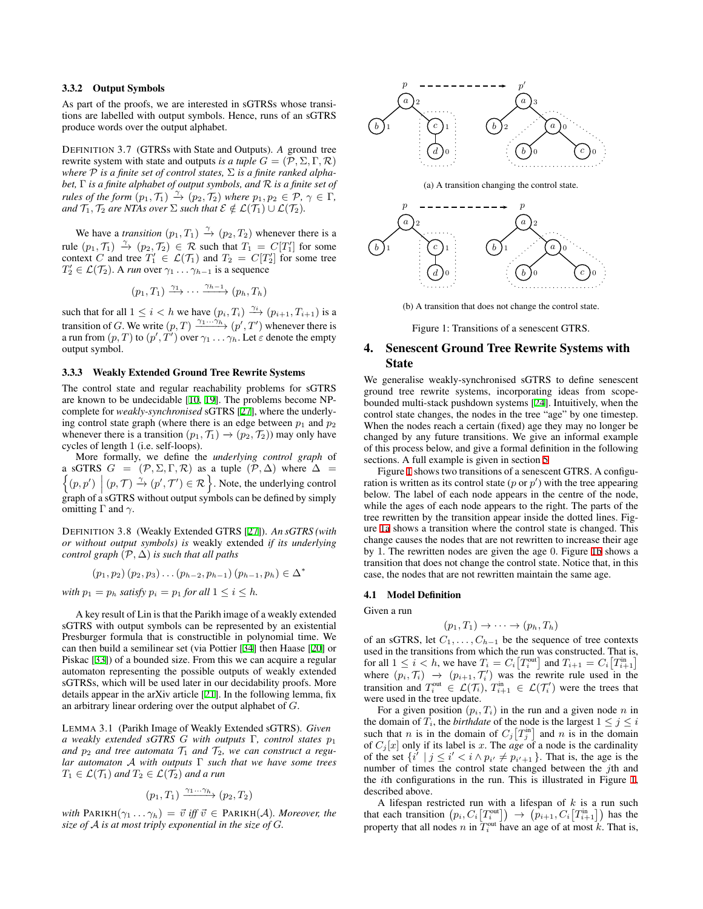### 3.3.2 Output Symbols

As part of the proofs, we are interested in sGTRSs whose transitions are labelled with output symbols. Hence, runs of an sGTRS produce words over the output alphabet.

DEFINITION 3.7 (GTRSs with State and Outputs). *A ground tree rewrite system with state and outputs is a tuple $G = (\mathcal{P}, \Sigma, \Gamma, \mathcal{R})$ where $\mathcal{P}$ is a finite set of control states, $\Sigma$ is a finite ranked alphabet, $\Gamma$ is a finite alphabet of output symbols, and $\mathcal{R}$ is a finite set of rules of the form $(p_1, \mathcal{T}_1) \xrightarrow{\gamma} (p_2, \mathcal{T}_2)$ where $p_1, p_2 \in \mathcal{P}$, $\gamma \in \Gamma$, and $\mathcal{T}_1, \mathcal{T}_2$ are NTAs over $\Sigma$ such that $\mathcal{E} \notin \mathcal{L}(\mathcal{T}_1) \cup \mathcal{L}(\mathcal{T}_2)$.*

We have a *transition* $(p_1, T_1) \xrightarrow{\gamma} (p_2, T_2)$ whenever there is a rule $(p_1, \mathcal{T}_1) \xrightarrow{\gamma} (p_2, \mathcal{T}_2) \in \mathcal{R}$ such that $T_1 = C[T_1']$ for some context $C$ and tree $T_1' \in \mathcal{L}(\mathcal{T}_1)$ and $T_2 = C[T_2']$ for some tree $T_2' \in \mathcal{L}(\mathcal{T}_2)$. A *run* over $\gamma_1 \ldots \gamma_{h-1}$ is a sequence

$$(p_1, T_1) \xrightarrow{\gamma_1} \cdots \xrightarrow{\gamma_{h-1}} (p_h, T_h)$$

such that for all $1 \leq i < h$ we have $(p_i, T_i) \xrightarrow{\gamma_i} (p_{i+1}, T_{i+1})$ is a transition of $G$. We write $(p, T) \xrightarrow{\gamma_1 \cdots \gamma_h} (p', T')$ whenever there is a run from $(p, T)$ to $(p', T')$ over $\gamma_1 \ldots \gamma_h$. Let $\varepsilon$ denote the empty output symbol.

### 3.3.3 Weakly Extended Ground Tree Rewrite Systems

The control state and regular reachability problems for sGTRS are known to be undecidable [10, 19]. The problems become NP-complete for *weakly-synchronised* sGTRS [27], where the underlying control state graph (where there is an edge between $p_1$ and $p_2$ whenever there is a transition $(p_1, \mathcal{T}_1) \rightarrow (p_2, \mathcal{T}_2)$) may only have cycles of length 1 (i.e. self-loops).

More formally, we define the *underlying control graph* of a sGTRS $G = (\mathcal{P}, \Sigma, \Gamma, \mathcal{R})$ as a tuple $(\mathcal{P}, \Delta)$ where $\Delta = \left\{(p, p') \;\middle|\; (p, \mathcal{T}) \xrightarrow{\gamma} (p', \mathcal{T}') \in \mathcal{R}\right\}$. Note, the underlying control graph of a sGTRS without output symbols can be defined by simply omitting $\Gamma$ and $\gamma$.

DEFINITION 3.8 (Weakly Extended GTRS [27]). *An sGTRS (with or without output symbols) is* weakly extended *if its underlying control graph $(\mathcal{P}, \Delta)$ is such that all paths*

$$(p_1, p_2)(p_2, p_3) \ldots (p_{h-2}, p_{h-1})(p_{h-1}, p_h) \in \Delta^*$$

*with $p_1 = p_h$ satisfy $p_i = p_1$ for all $1 \leq i \leq h$.*

A key result of Lin is that the Parikh image of a weakly extended sGTRS with output symbols can be represented by an existential Presburger formula that is constructible in polynomial time. We can then build a semilinear set (via Pottier [34] then Haase [20] or Piskac [33]) of a bounded size. From this we can acquire a regular automaton representing the possible outputs of weakly extended sGTRSs, which will be used later in our decidability proofs. More details appear in the arXiv article [21]. In the following lemma, fix an arbitrary linear ordering over the output alphabet of $G$.

LEMMA 3.1 (Parikh Image of Weakly Extended sGTRS). *Given a weakly extended sGTRS $G$ with outputs $\Gamma$, control states $p_1$ and $p_2$ and tree automata $\mathcal{T}_1$ and $\mathcal{T}_2$, we can construct a regular automaton $\mathcal{A}$ with outputs $\Gamma$ such that we have some trees $T_1 \in \mathcal{L}(\mathcal{T}_1)$ and $T_2 \in \mathcal{L}(\mathcal{T}_2)$ and a run*

$$(p_1, T_1) \xrightarrow{\gamma_1 \cdots \gamma_h} (p_2, T_2)$$

*with $\text{PARIKH}(\gamma_1 \ldots \gamma_h) = \vec{v}$ iff $\vec{v} \in \text{PARIKH}(\mathcal{A})$. Moreover, the size of $\mathcal{A}$ is at most triply exponential in the size of $G$.*

(a) A transition changing the control state.

(b) A transition that does not change the control state.

Figure 1: Transitions of a senescent GTRS.

## 4. Senescent Ground Tree Rewrite Systems with State

We generalise weakly-synchronised sGTRS to define senescent ground tree rewrite systems, incorporating ideas from scope-bounded multi-stack pushdown systems [24]. Intuitively, when the control state changes, the nodes in the tree "age" by one timestep. When the nodes reach a certain (fixed) age they may no longer be changed by any future transitions. We give an informal example of this process below, and give a formal definition in the following sections. A full example is given in section 5.

Figure 1 shows two transitions of a senescent GTRS. A configuration is written as its control state ($p$ or $p'$) with the tree appearing below. The label of each node appears in the centre of the node, while the ages of each node appears to the right. The parts of the tree rewritten by the transition appear inside the dotted lines. Figure 1a shows a transition where the control state is changed. This change causes the nodes that are not rewritten to increase their age by 1. The rewritten nodes are given the age 0. Figure 1b shows a transition that does not change the control state. Notice that, in this case, the nodes that are not rewritten maintain the same age.

### 4.1 Model Definition

Given a run

$$(p_1, T_1) \rightarrow \cdots \rightarrow (p_h, T_h)$$

of an sGTRS, let $C_1, \ldots, C_{h-1}$ be the sequence of tree contexts used in the transitions from which the run was constructed. That is, for all $1 \leq i < h$, we have $T_i = C_i\left[T_i^{\text{out}}\right]$ and $T_{i+1} = C_i\left[T_{i+1}^{\text{in}}\right]$ where $(p_i, \mathcal{T}_i) \rightarrow (p_{i+1}, \mathcal{T}_i')$ was the rewrite rule used in the transition and $T_i^{\text{out}} \in \mathcal{L}(\mathcal{T}_i)$, $T_{i+1}^{\text{in}} \in \mathcal{L}(\mathcal{T}_i')$ were the trees that were used in the tree update.

For a given position $(p_i, T_i)$ in the run and a given node $n$ in the domain of $T_i$, the *birthdate* of the node is the largest $1 \leq j \leq i$ such that $n$ is in the domain of $C_j\left[T_j^{\text{in}}\right]$ and $n$ is in the domain of $C_j[x]$ only if its label is $x$. The *age* of a node is the cardinality of the set $\{i' \mid j \leq i' < i \wedge p_{i'} \neq p_{i'+1}\}$. That is, the age is the number of times the control state changed between the $j$th and the $i$th configurations in the run. This is illustrated in Figure 1, described above.

A lifespan restricted run with a lifespan of $k$ is a run such that each transition $\left(p_i, C_i\left[T_i^{\text{out}}\right]\right) \rightarrow \left(p_{i+1}, C_i\left[T_{i+1}^{\text{in}}\right]\right)$ has the property that all nodes $n$ in $T_i^{\text{out}}$ have an age of at most $k$. That is,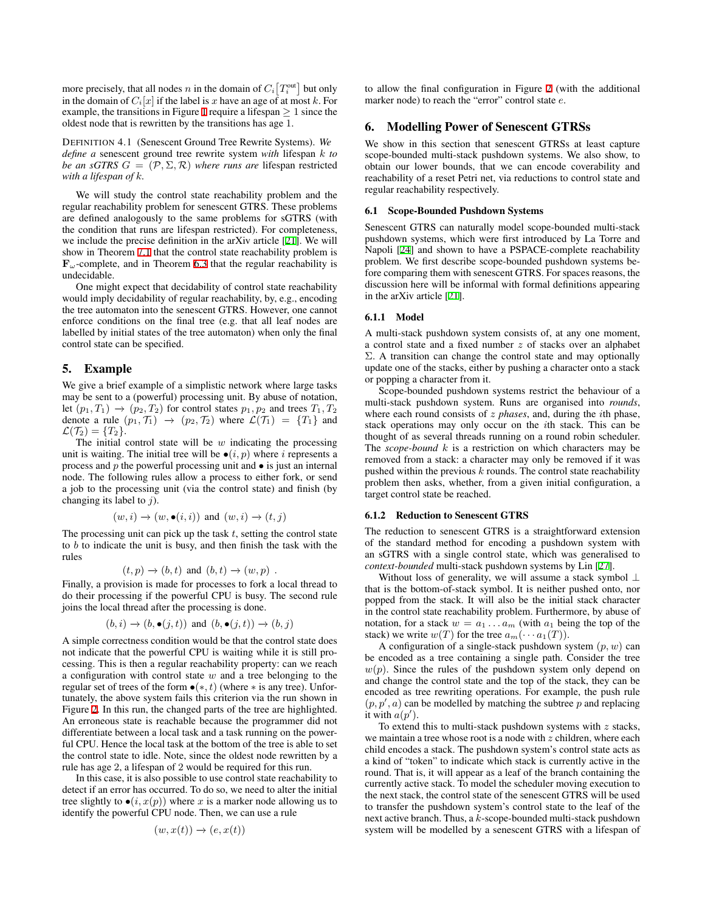more precisely, that all nodes $n$ in the domain of $C_i\left[T_i^{\text{out}}\right]$ but only in the domain of $C_i[x]$ if the label is $x$ have an age of at most $k$. For example, the transitions in Figure 1 require a lifespan $\geq 1$ since the oldest node that is rewritten by the transitions has age 1.

DEFINITION 4.1 (Senescent Ground Tree Rewrite Systems). *We define a* senescent ground tree rewrite system *with* lifespan $k$ *to be an sGTRS $G = (\mathcal{P}, \Sigma, \mathcal{R})$ where runs are* lifespan restricted *with a lifespan of* $k$.

We will study the control state reachability problem and the regular reachability problem for senescent GTRS. These problems are defined analogously to the same problems for sGTRS (with the condition that runs are lifespan restricted). For completeness, we include the precise definition in the arXiv article [21]. We will show in Theorem 7.1 that the control state reachability problem is $\mathbf{F}_\omega$-complete, and in Theorem 6.3 that the regular reachability is undecidable.

One might expect that decidability of control state reachability would imply decidability of regular reachability, by, e.g., encoding the tree automaton into the senescent GTRS. However, one cannot enforce conditions on the final tree (e.g. that all leaf nodes are labelled by initial states of the tree automaton) when only the final control state can be specified.

## 5. Example

We give a brief example of a simplistic network where large tasks may be sent to a (powerful) processing unit. By abuse of notation, let $(p_1, T_1) \rightarrow (p_2, T_2)$ for control states $p_1, p_2$ and trees $T_1, T_2$ denote a rule $(p_1, \mathcal{T}_1) \rightarrow (p_2, \mathcal{T}_2)$ where $\mathcal{L}(\mathcal{T}_1) = \{T_1\}$ and $\mathcal{L}(\mathcal{T}_2) = \{T_2\}$.

The initial control state will be $w$ indicating the processing unit is waiting. The initial tree will be $\bullet(i, p)$ where $i$ represents a process and $p$ the powerful processing unit and $\bullet$ is just an internal node. The following rules allow a process to either fork, or send a job to the processing unit (via the control state) and finish (by changing its label to $j$).

$$(w, i) \rightarrow (w, \bullet(i, i)) \text{ and } (w, i) \rightarrow (t, j)$$

The processing unit can pick up the task $t$, setting the control state to $b$ to indicate the unit is busy, and then finish the task with the rules

$$(t, p) \rightarrow (b, t) \text{ and } (b, t) \rightarrow (w, p) \ .$$

Finally, a provision is made for processes to fork a local thread to do their processing if the powerful CPU is busy. The second rule joins the local thread after the processing is done.

$$(b, i) \rightarrow (b, \bullet(j, t)) \text{ and } (b, \bullet(j, t)) \rightarrow (b, j)$$

A simple correctness condition would be that the control state does not indicate that the powerful CPU is waiting while it is still processing. This is then a regular reachability property: can we reach a configuration with control state $w$ and a tree belonging to the regular set of trees of the form $\bullet(*, t)$ (where $*$ is any tree). Unfortunately, the above system fails this criterion via the run shown in Figure 2. In this run, the changed parts of the tree are highlighted. An erroneous state is reachable because the programmer did not differentiate between a local task and a task running on the powerful CPU. Hence the local task at the bottom of the tree is able to set the control state to idle. Note, since the oldest node rewritten by a rule has age 2, a lifespan of 2 would be required for this run.

In this case, it is also possible to use control state reachability to detect if an error has occurred. To do so, we need to alter the initial tree slightly to $\bullet(i, x(p))$ where $x$ is a marker node allowing us to identify the powerful CPU node. Then, we can use a rule

$$(w, x(t)) \rightarrow (e, x(t))$$

to allow the final configuration in Figure 2 (with the additional marker node) to reach the "error" control state $e$.

## 6. Modelling Power of Senescent GTRSs

We show in this section that senescent GTRSs at least capture scope-bounded multi-stack pushdown systems. We also show, to obtain our lower bounds, that we can encode coverability and reachability of a reset Petri net, via reductions to control state and regular reachability respectively.

### 6.1 Scope-Bounded Pushdown Systems

Senescent GTRS can naturally model scope-bounded multi-stack pushdown systems, which were first introduced by La Torre and Napoli [24] and shown to have a PSPACE-complete reachability problem. We first describe scope-bounded pushdown systems before comparing them with senescent GTRS. For spaces reasons, the discussion here will be informal with formal definitions appearing in the arXiv article [21].

#### 6.1.1 Model

A multi-stack pushdown system consists of, at any one moment, a control state and a fixed number $z$ of stacks over an alphabet $\Sigma$. A transition can change the control state and may optionally update one of the stacks, either by pushing a character onto a stack or popping a character from it.

Scope-bounded pushdown systems restrict the behaviour of a multi-stack pushdown system. Runs are organised into *rounds*, where each round consists of $z$ *phases*, and, during the $i$th phase, stack operations may only occur on the $i$th stack. This can be thought of as several threads running on a round robin scheduler. The *scope-bound* $k$ is a restriction on which characters may be removed from a stack: a character may only be removed if it was pushed within the previous $k$ rounds. The control state reachability problem then asks, whether, from a given initial configuration, a target control state be reached.

#### 6.1.2 Reduction to Senescent GTRS

The reduction to senescent GTRS is a straightforward extension of the standard method for encoding a pushdown system with an sGTRS with a single control state, which was generalised to *context-bounded* multi-stack pushdown systems by Lin [27].

Without loss of generality, we will assume a stack symbol $\perp$ that is the bottom-of-stack symbol. It is neither pushed onto, nor popped from the stack. It will also be the initial stack character in the control state reachability problem. Furthermore, by abuse of notation, for a stack $w = a_1 \ldots a_m$ (with $a_1$ being the top of the stack) we write $w(T)$ for the tree $a_m(\cdots a_1(T))$.

A configuration of a single-stack pushdown system $(p, w)$ can be encoded as a tree containing a single path. Consider the tree $w(p)$. Since the rules of the pushdown system only depend on and change the control state and the top of the stack, they can be encoded as tree rewriting operations. For example, the push rule $(p, p', a)$ can be modelled by matching the subtree $p$ and replacing it with $a(p')$.

To extend this to multi-stack pushdown systems with $z$ stacks, we maintain a tree whose root is a node with $z$ children, where each child encodes a stack. The pushdown system's control state acts as a kind of "token" to indicate which stack is currently active in the round. That is, it will appear as a leaf of the branch containing the currently active stack. To model the scheduler moving execution to the next stack, the control state of the senescent GTRS will be used to transfer the pushdown system's control state to the leaf of the next active branch. Thus, a $k$-scope-bounded multi-stack pushdown system will be modelled by a senescent GTRS with a lifespan of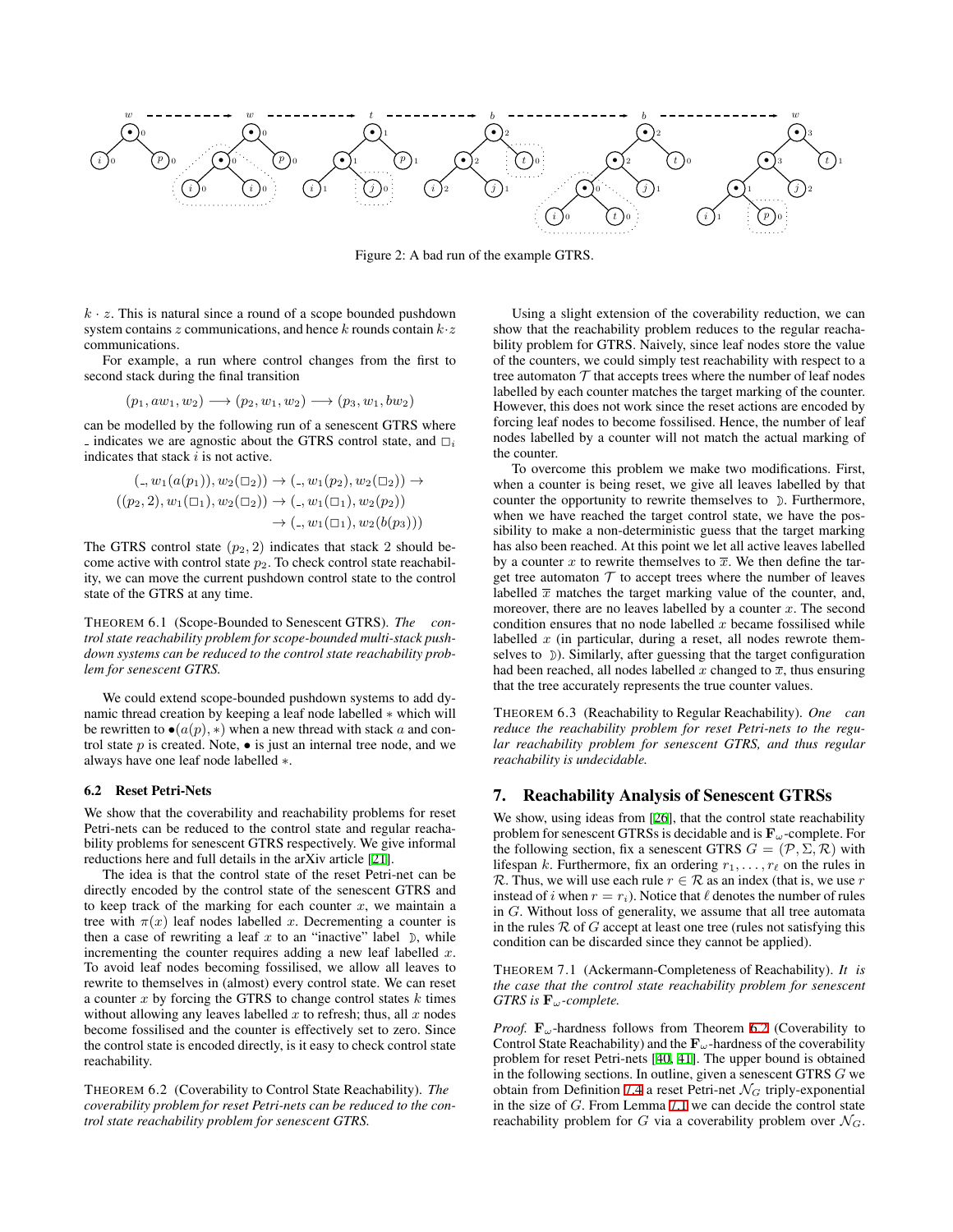Figure 2: A bad run of the example GTRS.

$k \cdot z$. This is natural since a round of a scope bounded pushdown system contains $z$ communications, and hence $k$ rounds contain $k \cdot z$ communications.

For example, a run where control changes from the first to second stack during the final transition

$$(p_1, aw_1, w_2) \longrightarrow (p_2, w_1, w_2) \longrightarrow (p_3, w_1, bw_2)$$

can be modelled by the following run of a senescent GTRS where $\_$ indicates we are agnostic about the GTRS control state, and $\square_i$ indicates that stack $i$ is not active.

$$\begin{aligned}(\_, w_1(a(p_1)), w_2(\square_2)) &\rightarrow (\_, w_1(p_2), w_2(\square_2)) \rightarrow \\ ((p_2, 2), w_1(\square_1), w_2(\square_2)) &\rightarrow (\_, w_1(\square_1), w_2(p_2)) \\ &\rightarrow (\_, w_1(\square_1), w_2(b(p_3)))\end{aligned}$$

The GTRS control state $(p_2, 2)$ indicates that stack 2 should become active with control state $p_2$. To check control state reachability, we can move the current pushdown control state to the control state of the GTRS at any time.

THEOREM 6.1 (Scope-Bounded to Senescent GTRS). *The control state reachability problem for scope-bounded multi-stack pushdown systems can be reduced to the control state reachability problem for senescent GTRS.*

We could extend scope-bounded pushdown systems to add dynamic thread creation by keeping a leaf node labelled $*$ which will be rewritten to $\bullet(a(p), *)$ when a new thread with stack $a$ and control state $p$ is created. Note, $\bullet$ is just an internal tree node, and we always have one leaf node labelled $*$.

### 6.2 Reset Petri-Nets

We show that the coverability and reachability problems for reset Petri-nets can be reduced to the control state and regular reachability problems for senescent GTRS respectively. We give informal reductions here and full details in the arXiv article [21].

The idea is that the control state of the reset Petri-net can be directly encoded by the control state of the senescent GTRS and to keep track of the marking for each counter $x$, we maintain a tree with $\pi(x)$ leaf nodes labelled $x$. Decrementing a counter is then a case of rewriting a leaf $x$ to an "inactive" label $\mathbb{D}$, while incrementing the counter requires adding a new leaf labelled $x$. To avoid leaf nodes becoming fossilised, we allow all leaves to rewrite to themselves in (almost) every control state. We can reset a counter $x$ by forcing the GTRS to change control states $k$ times without allowing any leaves labelled $x$ to refresh; thus, all $x$ nodes become fossilised and the counter is effectively set to zero. Since the control state is encoded directly, is it easy to check control state reachability.

THEOREM 6.2 (Coverability to Control State Reachability). *The coverability problem for reset Petri-nets can be reduced to the control state reachability problem for senescent GTRS.*

Using a slight extension of the coverability reduction, we can show that the reachability problem reduces to the regular reachability problem for GTRS. Naively, since leaf nodes store the value of the counters, we could simply test reachability with respect to a tree automaton $\mathcal{T}$ that accepts trees where the number of leaf nodes labelled by each counter matches the target marking of the counter. However, this does not work since the reset actions are encoded by forcing leaf nodes to become fossilised. Hence, the number of leaf nodes labelled by a counter will not match the actual marking of the counter.

To overcome this problem we make two modifications. First, when a counter is being reset, we give all leaves labelled by that counter the opportunity to rewrite themselves to $\mathbb{D}$. Furthermore, when we have reached the target control state, we have the possibility to make a non-deterministic guess that the target marking has also been reached. At this point we let all active leaves labelled by a counter $x$ to rewrite themselves to $\overline{x}$. We then define the target tree automaton $\mathcal{T}$ to accept trees where the number of leaves labelled $\overline{x}$ matches the target marking value of the counter, and, moreover, there are no leaves labelled by a counter $x$. The second condition ensures that no node labelled $x$ became fossilised while labelled $x$ (in particular, during a reset, all nodes rewrote themselves to $\mathbb{D}$). Similarly, after guessing that the target configuration had been reached, all nodes labelled $x$ changed to $\overline{x}$, thus ensuring that the tree accurately represents the true counter values.

THEOREM 6.3 (Reachability to Regular Reachability). *One can reduce the reachability problem for reset Petri-nets to the regular reachability problem for senescent GTRS, and thus regular reachability is undecidable.*

## 7. Reachability Analysis of Senescent GTRSs

We show, using ideas from [26], that the control state reachability problem for senescent GTRSs is decidable and is $\mathbf{F}_\omega$-complete. For the following section, fix a senescent GTRS $G = (\mathcal{P}, \Sigma, \mathcal{R})$ with lifespan $k$. Furthermore, fix an ordering $r_1, \ldots, r_\ell$ on the rules in $\mathcal{R}$. Thus, we will use each rule $r \in \mathcal{R}$ as an index (that is, we use $r$ instead of $i$ when $r = r_i$). Notice that $\ell$ denotes the number of rules in $G$. Without loss of generality, we assume that all tree automata in the rules $\mathcal{R}$ of $G$ accept at least one tree (rules not satisfying this condition can be discarded since they cannot be applied).

THEOREM 7.1 (Ackermann-Completeness of Reachability). *It is the case that the control state reachability problem for senescent GTRS is $\mathbf{F}_\omega$-complete.*

*Proof.* $\mathbf{F}_\omega$-hardness follows from Theorem 6.2 (Coverability to Control State Reachability) and the $\mathbf{F}_\omega$-hardness of the coverability problem for reset Petri-nets [40, 41]. The upper bound is obtained in the following sections. In outline, given a senescent GTRS $G$ we obtain from Definition 7.4 a reset Petri-net $\mathcal{N}_G$ triply-exponential in the size of $G$. From Lemma 7.1 we can decide the control state reachability problem for $G$ via a coverability problem over $\mathcal{N}_G$.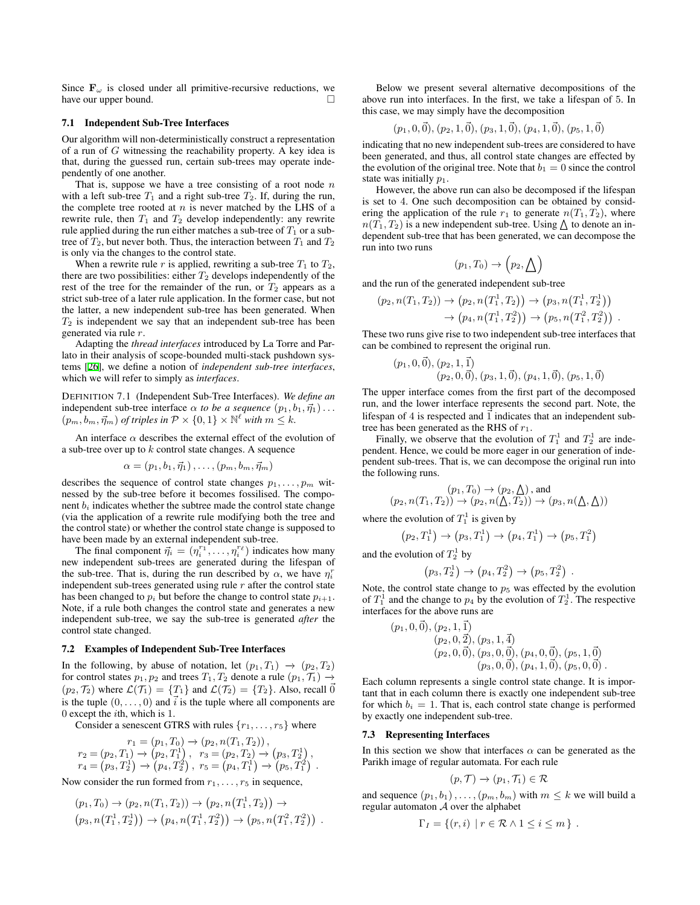Since $\mathbf{F}_\omega$ is closed under all primitive-recursive reductions, we have our upper bound. □

### 7.1 Independent Sub-Tree Interfaces

Our algorithm will non-deterministically construct a representation of a run of $G$ witnessing the reachability property. A key idea is that, during the guessed run, certain sub-trees may operate independently of one another.

That is, suppose we have a tree consisting of a root node $n$ with a left sub-tree $T_1$ and a right sub-tree $T_2$. If, during the run, the complete tree rooted at $n$ is never matched by the LHS of a rewrite rule, then $T_1$ and $T_2$ develop independently: any rewrite rule applied during the run either matches a sub-tree of $T_1$ or a sub-tree of $T_2$, but never both. Thus, the interaction between $T_1$ and $T_2$ is only via the changes to the control state.

When a rewrite rule $r$ is applied, rewriting a sub-tree $T_1$ to $T_2$, there are two possibilities: either $T_2$ develops independently of the rest of the tree for the remainder of the run, or $T_2$ appears as a strict sub-tree of a later rule application. In the former case, but not the latter, a new independent sub-tree has been generated. When $T_2$ is independent we say that an independent sub-tree has been generated via rule $r$.

Adapting the *thread interfaces* introduced by La Torre and Parlato in their analysis of scope-bounded multi-stack pushdown systems [26], we define a notion of *independent sub-tree interfaces*, which we will refer to simply as *interfaces*.

DEFINITION 7.1 (Independent Sub-Tree Interfaces). *We define an* independent sub-tree interface $\alpha$ *to be a sequence* $(p_1, b_1, \vec{\eta}_1) \ldots (p_m, b_m, \vec{\eta}_m)$ *of triples in* $\mathcal{P} \times \{0,1\} \times \mathbb{N}^\ell$ *with* $m \leq k$.

An interface $\alpha$ describes the external effect of the evolution of a sub-tree over up to $k$ control state changes. A sequence

$$\alpha = (p_1, b_1, \vec{\eta}_1), \ldots, (p_m, b_m, \vec{\eta}_m)$$

describes the sequence of control state changes $p_1, \ldots, p_m$ witnessed by the sub-tree before it becomes fossilised. The component $b_i$ indicates whether the subtree made the control state change (via the application of a rewrite rule modifying both the tree and the control state) or whether the control state change is supposed to have been made by an external independent sub-tree.

The final component $\vec{\eta}_i = (\eta_i^{r_1}, \ldots, \eta_i^{r_\ell})$ indicates how many new independent sub-trees are generated during the lifespan of the sub-tree. That is, during the run described by $\alpha$, we have $\eta_i^r$ independent sub-trees generated using rule $r$ after the control state has been changed to $p_i$ but before the change to control state $p_{i+1}$. Note, if a rule both changes the control state and generates a new independent sub-tree, we say the sub-tree is generated *after* the control state changed.

### 7.2 Examples of Independent Sub-Tree Interfaces

In the following, by abuse of notation, let $(p_1, T_1) \rightarrow (p_2, T_2)$ for control states $p_1, p_2$ and trees $T_1, T_2$ denote a rule $(p_1, \mathcal{T}_1) \rightarrow (p_2, \mathcal{T}_2)$ where $\mathcal{L}(\mathcal{T}_1) = \{T_1\}$ and $\mathcal{L}(\mathcal{T}_2) = \{T_2\}$. Also, recall $\vec{0}$ is the tuple $(0, \ldots, 0)$ and $\vec{i}$ is the tuple where all components are 0 except the $i$th, which is 1.

Consider a senescent GTRS with rules $\{r_1, \ldots, r_5\}$ where

$$\begin{gathered} r_1 = (p_1, T_0) \rightarrow (p_2, n(T_1, T_2)), \\ r_2 = (p_2, T_1) \rightarrow (p_2, T_1^1), \quad r_3 = (p_2, T_2) \rightarrow (p_3, T_2^1), \\ r_4 = (p_3, T_2^1) \rightarrow (p_4, T_2^2), \quad r_5 = (p_4, T_1^1) \rightarrow (p_5, T_1^2). \end{gathered}$$

Now consider the run formed from $r_1, \ldots, r_5$ in sequence,

$$\begin{gathered} (p_1, T_0) \rightarrow (p_2, n(T_1, T_2)) \rightarrow (p_2, n(T_1^1, T_2)) \rightarrow \\ (p_3, n(T_1^1, T_2^1)) \rightarrow (p_4, n(T_1^1, T_2^2)) \rightarrow (p_5, n(T_1^2, T_2^2)). \end{gathered}$$

Below we present several alternative decompositions of the above run into interfaces. In the first, we take a lifespan of 5. In this case, we may simply have the decomposition

$$(p_1, 0, \vec{0}), (p_2, 1, \vec{0}), (p_3, 1, \vec{0}), (p_4, 1, \vec{0}), (p_5, 1, \vec{0})$$

indicating that no new independent sub-trees are considered to have been generated, and thus, all control state changes are effected by the evolution of the original tree. Note that $b_1 = 0$ since the control state was initially $p_1$.

However, the above run can also be decomposed if the lifespan is set to 4. One such decomposition can be obtained by considering the application of the rule $r_1$ to generate $n(T_1, T_2)$, where $n(T_1, T_2)$ is a new independent sub-tree. Using $\triangle$ to denote an independent sub-tree that has been generated, we can decompose the run into two runs

$$(p_1, T_0) \rightarrow \left(p_2, \triangle\right)$$

and the run of the generated independent sub-tree

$$\begin{aligned} (p_2, n(T_1, T_2)) &\rightarrow (p_2, n(T_1^1, T_2)) \rightarrow (p_3, n(T_1^1, T_2^1)) \\ &\rightarrow (p_4, n(T_1^1, T_2^2)) \rightarrow (p_5, n(T_1^2, T_2^2)). \end{aligned}$$

These two runs give rise to two independent sub-tree interfaces that can be combined to represent the original run.

$$\begin{aligned} &(p_1, 0, \vec{0}), (p_2, 1, \vec{1}) \\ &\qquad\qquad\quad (p_2, 0, \vec{0}), (p_3, 1, \vec{0}), (p_4, 1, \vec{0}), (p_5, 1, \vec{0}) \end{aligned}$$

The upper interface comes from the first part of the decomposed run, and the lower interface represents the second part. Note, the lifespan of 4 is respected and $\vec{1}$ indicates that an independent sub-tree has been generated as the RHS of $r_1$.

Finally, we observe that the evolution of $T_1^1$ and $T_2^1$ are independent. Hence, we could be more eager in our generation of independent sub-trees. That is, we can decompose the original run into the following runs.

$$\begin{gathered} (p_1, T_0) \rightarrow (p_2, \triangle), \text{ and} \\ (p_2, n(T_1, T_2)) \rightarrow (p_2, n(\triangle, T_2)) \rightarrow (p_3, n(\triangle, \triangle)) \end{gathered}$$

where the evolution of $T_1^1$ is given by

$$(p_2, T_1^1) \rightarrow (p_3, T_1^1) \rightarrow (p_4, T_1^1) \rightarrow (p_5, T_1^2)$$

and the evolution of $T_2^1$ by

$$(p_3, T_2^1) \rightarrow (p_4, T_2^2) \rightarrow (p_5, T_2^2).$$

Note, the control state change to $p_5$ was effected by the evolution of $T_1^1$ and the change to $p_4$ by the evolution of $T_2^1$. The respective interfaces for the above runs are

$$\begin{aligned} &(p_1, 0, \vec{0}), (p_2, 1, \vec{1}) \\ &\qquad\qquad\quad (p_2, 0, \vec{2}), (p_3, 1, \vec{4}) \\ &\qquad\qquad\quad (p_2, 0, \vec{0}), (p_3, 0, \vec{0}), (p_4, 0, \vec{0}), (p_5, 1, \vec{0}) \\ &\qquad\qquad\qquad\qquad\quad (p_3, 0, \vec{0}), (p_4, 1, \vec{0}), (p_5, 0, \vec{0}). \end{aligned}$$

Each column represents a single control state change. It is important that in each column there is exactly one independent sub-tree for which $b_i = 1$. That is, each control state change is performed by exactly one independent sub-tree.

### 7.3 Representing Interfaces

In this section we show that interfaces $\alpha$ can be generated as the Parikh image of regular automata. For each rule

$$(p, \mathcal{T}) \rightarrow (p_1, \mathcal{T}_1) \in \mathcal{R}$$

and sequence $(p_1, b_1), \ldots, (p_m, b_m)$ with $m \leq k$ we will build a regular automaton $\mathcal{A}$ over the alphabet

$$\Gamma_I = \{(r, i) \mid r \in \mathcal{R} \wedge 1 \leq i \leq m\}.$$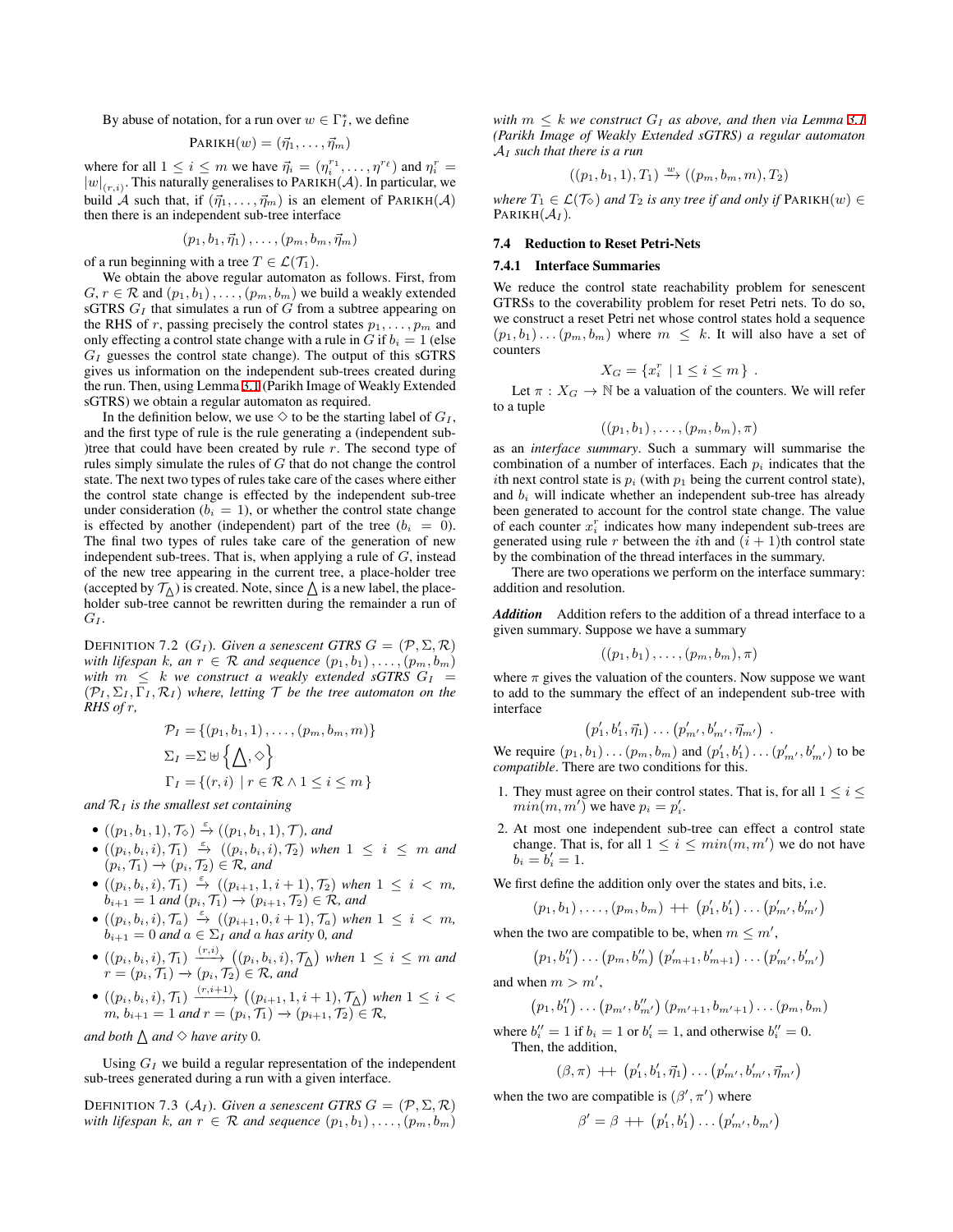By abuse of notation, for a run over $w \in \Gamma_I^*$, we define

$$\text{PARIKH}(w) = (\vec{\eta}_1, \ldots, \vec{\eta}_m)$$

where for all $1 \le i \le m$ we have $\vec{\eta}_i = (\eta_i^{r_1}, \ldots, \eta^{r_\ell})$ and $\eta_i^r = |w|_{(r,i)}$. This naturally generalises to $\text{PARIKH}(\mathcal{A})$. In particular, we build $\mathcal{A}$ such that, if $(\vec{\eta}_1, \ldots, \vec{\eta}_m)$ is an element of $\text{PARIKH}(\mathcal{A})$ then there is an independent sub-tree interface

$$(p_1, b_1, \vec{\eta}_1), \ldots, (p_m, b_m, \vec{\eta}_m)$$

of a run beginning with a tree $T \in \mathcal{L}(\mathcal{T}_1)$.

We obtain the above regular automaton as follows. First, from $G$, $r \in \mathcal{R}$ and $(p_1, b_1), \ldots, (p_m, b_m)$ we build a weakly extended sGTRS $G_I$ that simulates a run of $G$ from a subtree appearing on the RHS of $r$, passing precisely the control states $p_1, \ldots, p_m$ and only effecting a control state change with a rule in $G$ if $b_i = 1$ (else $G_I$ guesses the control state change). The output of this sGTRS gives us information on the independent sub-trees created during the run. Then, using Lemma 3.1 (Parikh Image of Weakly Extended sGTRS) we obtain a regular automaton as required.

In the definition below, we use $\diamond$ to be the starting label of $G_I$, and the first type of rule is the rule generating a (independent sub-)tree that could have been created by rule $r$. The second type of rules simply simulate the rules of $G$ that do not change the control state. The next two types of rules take care of the cases where either the control state change is effected by the independent sub-tree under consideration ($b_i = 1$), or whether the control state change is effected by another (independent) part of the tree ($b_i = 0$). The final two types of rules take care of the generation of new independent sub-trees. That is, when applying a rule of $G$, instead of the new tree appearing in the current tree, a place-holder tree (accepted by $\mathcal{T}_\triangle$) is created. Note, since $\triangle$ is a new label, the place-holder sub-tree cannot be rewritten during the remainder a run of $G_I$.

DEFINITION 7.2 ($G_I$). *Given a senescent GTRS $G = (\mathcal{P}, \Sigma, \mathcal{R})$ with lifespan $k$, an $r \in \mathcal{R}$ and sequence $(p_1, b_1), \ldots, (p_m, b_m)$ with $m \le k$ we construct a weakly extended sGTRS $G_I = (\mathcal{P}_I, \Sigma_I, \Gamma_I, \mathcal{R}_I)$ where, letting $\mathcal{T}$ be the tree automaton on the RHS of $r$,*

$$\mathcal{P}_I = \{(p_1, b_1, 1), \ldots, (p_m, b_m, m)\}$$
$$\Sigma_I = \Sigma \uplus \{\triangle, \diamond\}$$
$$\Gamma_I = \{(r, i) \mid r \in \mathcal{R} \wedge 1 \le i \le m\}$$

*and $\mathcal{R}_I$ is the smallest set containing*

- $((p_1, b_1, 1), \mathcal{T}_\diamond) \xrightarrow{\varepsilon} ((p_1, b_1, 1), \mathcal{T})$*, and*
- $((p_i, b_i, i), \mathcal{T}_1) \xrightarrow{\varepsilon} ((p_i, b_i, i), \mathcal{T}_2)$ *when* $1 \le i \le m$ *and* $(p_i, \mathcal{T}_1) \rightarrow (p_i, \mathcal{T}_2) \in \mathcal{R}$*, and*
- $((p_i, b_i, i), \mathcal{T}_1) \xrightarrow{\varepsilon} ((p_{i+1}, 1, i+1), \mathcal{T}_2)$ *when* $1 \le i < m$*,* $b_{i+1} = 1$ *and* $(p_i, \mathcal{T}_1) \rightarrow (p_{i+1}, \mathcal{T}_2) \in \mathcal{R}$*, and*
- $((p_i, b_i, i), \mathcal{T}_a) \xrightarrow{\varepsilon} ((p_{i+1}, 0, i+1), \mathcal{T}_a)$ *when* $1 \le i < m$*,* $b_{i+1} = 0$ *and* $a \in \Sigma_I$ *and* $a$ *has arity 0, and*
- $((p_i, b_i, i), \mathcal{T}_1) \xrightarrow{(r,i)} ((p_i, b_i, i), \mathcal{T}_\triangle)$ *when* $1 \le i \le m$ *and* $r = (p_i, \mathcal{T}_1) \rightarrow (p_i, \mathcal{T}_2) \in \mathcal{R}$*, and*
- $((p_i, b_i, i), \mathcal{T}_1) \xrightarrow{(r,i+1)} ((p_{i+1}, 1, i+1), \mathcal{T}_\triangle)$ *when* $1 \le i < m$*,* $b_{i+1} = 1$ *and* $r = (p_i, \mathcal{T}_1) \rightarrow (p_{i+1}, \mathcal{T}_2) \in \mathcal{R}$*,*

*and both $\triangle$ and $\diamond$ have arity 0.*

Using $G_I$ we build a regular representation of the independent sub-trees generated during a run with a given interface.

DEFINITION 7.3 ($\mathcal{A}_I$). *Given a senescent GTRS $G = (\mathcal{P}, \Sigma, \mathcal{R})$ with lifespan $k$, an $r \in \mathcal{R}$ and sequence $(p_1, b_1), \ldots, (p_m, b_m)$ with $m \le k$ we construct $G_I$ as above, and then via Lemma 3.1 (Parikh Image of Weakly Extended sGTRS) a regular automaton $\mathcal{A}_I$ such that there is a run*

$$((p_1, b_1, 1), T_1) \xrightarrow{w} ((p_m, b_m, m), T_2)$$

*where $T_1 \in \mathcal{L}(\mathcal{T}_\diamond)$ and $T_2$ is any tree if and only if $\text{PARIKH}(w) \in \text{PARIKH}(\mathcal{A}_I)$.*

### 7.4 Reduction to Reset Petri-Nets

#### 7.4.1 Interface Summaries

We reduce the control state reachability problem for senescent GTRSs to the coverability problem for reset Petri nets. To do so, we construct a reset Petri net whose control states hold a sequence $(p_1, b_1) \ldots (p_m, b_m)$ where $m \le k$. It will also have a set of counters

$$X_G = \{x_i^r \mid 1 \le i \le m\} \ .$$

Let $\pi : X_G \rightarrow \mathbb{N}$ be a valuation of the counters. We will refer to a tuple

$$((p_1, b_1), \ldots, (p_m, b_m), \pi)$$

as an *interface summary*. Such a summary will summarise the combination of a number of interfaces. Each $p_i$ indicates that the $i$th next control state is $p_i$ (with $p_1$ being the current control state), and $b_i$ will indicate whether an independent sub-tree has already been generated to account for the control state change. The value of each counter $x_i^r$ indicates how many independent sub-trees are generated using rule $r$ between the $i$th and $(i+1)$th control state by the combination of the thread interfaces in the summary.

There are two operations we perform on the interface summary: addition and resolution.

***Addition*** Addition refers to the addition of a thread interface to a given summary. Suppose we have a summary

$$((p_1, b_1), \ldots, (p_m, b_m), \pi)$$

where $\pi$ gives the valuation of the counters. Now suppose we want to add to the summary the effect of an independent sub-tree with interface

$$\left(p'_1, b'_1, \vec{\eta}_1\right) \ldots \left(p'_{m'}, b'_{m'}, \vec{\eta}_{m'}\right) \ .$$

We require $(p_1, b_1) \ldots (p_m, b_m)$ and $(p'_1, b'_1) \ldots (p'_{m'}, b'_{m'})$ to be *compatible*. There are two conditions for this.

1. They must agree on their control states. That is, for all $1 \le i \le min(m, m')$ we have $p_i = p'_i$.
2. At most one independent sub-tree can effect a control state change. That is, for all $1 \le i \le min(m, m')$ we do not have $b_i = b'_i = 1$.

We first define the addition only over the states and bits, i.e.

$$(p_1, b_1), \ldots, (p_m, b_m) \ {+}{+} \ \left(p'_1, b'_1\right) \ldots \left(p'_{m'}, b'_{m'}\right)$$

when the two are compatible to be, when $m \le m'$,

$$\left(p_1, b''_1\right) \ldots \left(p_m, b''_m\right) \left(p'_{m+1}, b'_{m+1}\right) \ldots \left(p'_{m'}, b'_{m'}\right)$$

and when $m > m'$,

$$\left(p_1, b''_1\right) \ldots \left(p_{m'}, b''_{m'}\right) \left(p_{m'+1}, b_{m'+1}\right) \ldots (p_m, b_m)$$

where $b''_i = 1$ if $b_i = 1$ or $b'_i = 1$, and otherwise $b''_i = 0$.

Then, the addition,

$$(\beta, \pi) \ {+}{+} \ \left(p'_1, b'_1, \vec{\eta}_1\right) \ldots \left(p'_{m'}, b'_{m'}, \vec{\eta}_{m'}\right)$$

when the two are compatible is $(\beta', \pi')$ where

$$\beta' = \beta \ {+}{+} \ \left(p'_1, b'_1\right) \ldots \left(p'_{m'}, b_{m'}\right)$$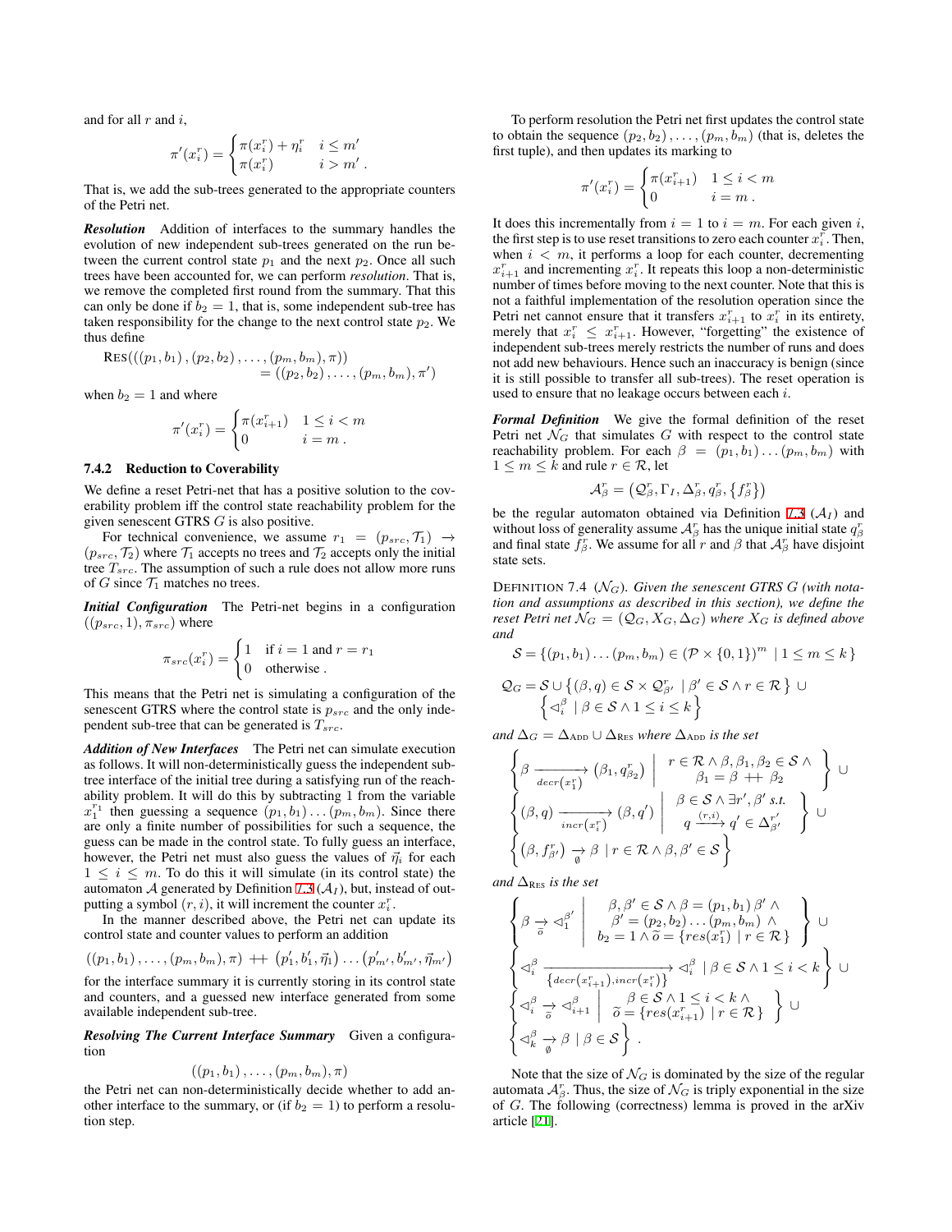and for all $r$ and $i$,

$$\pi'(x_i^r) = \begin{cases} \pi(x_i^r) + \eta_i^r & i \leq m' \\ \pi(x_i^r) & i > m' . \end{cases}$$

That is, we add the sub-trees generated to the appropriate counters of the Petri net.

***Resolution*** Addition of interfaces to the summary handles the evolution of new independent sub-trees generated on the run between the current control state $p_1$ and the next $p_2$. Once all such trees have been accounted for, we can perform *resolution*. That is, we remove the completed first round from the summary. That this can only be done if $b_2 = 1$, that is, some independent sub-tree has taken responsibility for the change to the next control state $p_2$. We thus define

$$\begin{aligned} \text{RES}(((p_1, b_1), (p_2, b_2), \ldots, (p_m, b_m), \pi)) \\ = ((p_2, b_2), \ldots, (p_m, b_m), \pi') \end{aligned}$$

when $b_2 = 1$ and where

$$\pi'(x_i^r) = \begin{cases} \pi(x_{i+1}^r) & 1 \leq i < m \\ 0 & i = m . \end{cases}$$

### 7.4.2 Reduction to Coverability

We define a reset Petri-net that has a positive solution to the coverability problem iff the control state reachability problem for the given senescent GTRS $G$ is also positive.

For technical convenience, we assume $r_1 = (p_{src}, \mathcal{T}_1) \rightarrow (p_{src}, \mathcal{T}_2)$ where $\mathcal{T}_1$ accepts no trees and $\mathcal{T}_2$ accepts only the initial tree $T_{src}$. The assumption of such a rule does not allow more runs of $G$ since $\mathcal{T}_1$ matches no trees.

***Initial Configuration*** The Petri-net begins in a configuration $((p_{src}, 1), \pi_{src})$ where

$$\pi_{src}(x_i^r) = \begin{cases} 1 & \text{if } i = 1 \text{ and } r = r_1 \\ 0 & \text{otherwise} . \end{cases}$$

This means that the Petri net is simulating a configuration of the senescent GTRS where the control state is $p_{src}$ and the only independent sub-tree that can be generated is $T_{src}$.

***Addition of New Interfaces*** The Petri net can simulate execution as follows. It will non-deterministically guess the independent subtree interface of the initial tree during a satisfying run of the reachability problem. It will do this by subtracting 1 from the variable $x_1^{r_1}$ then guessing a sequence $(p_1, b_1) \ldots (p_m, b_m)$. Since there are only a finite number of possibilities for such a sequence, the guess can be made in the control state. To fully guess an interface, however, the Petri net must also guess the values of $\vec{\eta}_i$ for each $1 \leq i \leq m$. To do this it will simulate (in its control state) the automaton $\mathcal{A}$ generated by Definition 7.3 ($\mathcal{A}_I$), but, instead of outputting a symbol $(r, i)$, it will increment the counter $x_i^r$.

In the manner described above, the Petri net can update its control state and counter values to perform an addition

$$((p_1, b_1), \ldots, (p_m, b_m), \pi) \;+\!\!+\; (p'_1, b'_1, \vec{\eta}_1) \ldots (p'_{m'}, b'_{m'}, \vec{\eta}_{m'})$$

for the interface summary it is currently storing in its control state and counters, and a guessed new interface generated from some available independent sub-tree.

***Resolving The Current Interface Summary*** Given a configuration

$$((p_1, b_1), \ldots, (p_m, b_m), \pi)$$

the Petri net can non-deterministically decide whether to add another interface to the summary, or (if $b_2 = 1$) to perform a resolution step.

To perform resolution the Petri net first updates the control state to obtain the sequence $(p_2, b_2), \ldots, (p_m, b_m)$ (that is, deletes the first tuple), and then updates its marking to

$$\pi'(x_i^r) = \begin{cases} \pi(x_{i+1}^r) & 1 \leq i < m \\ 0 & i = m . \end{cases}$$

It does this incrementally from $i = 1$ to $i = m$. For each given $i$, the first step is to use reset transitions to zero each counter $x_i^r$. Then, when $i < m$, it performs a loop for each counter, decrementing $x_{i+1}^r$ and incrementing $x_i^r$. It repeats this loop a non-deterministic number of times before moving to the next counter. Note that this is not a faithful implementation of the resolution operation since the Petri net cannot ensure that it transfers $x_{i+1}^r$ to $x_i^r$ in its entirety, merely that $x_i^r \leq x_{i+1}^r$. However, "forgetting" the existence of independent sub-trees merely restricts the number of runs and does not add new behaviours. Hence such an inaccuracy is benign (since it is still possible to transfer all sub-trees). The reset operation is used to ensure that no leakage occurs between each $i$.

***Formal Definition*** We give the formal definition of the reset Petri net $\mathcal{N}_G$ that simulates $G$ with respect to the control state reachability problem. For each $\beta = (p_1, b_1) \ldots (p_m, b_m)$ with $1 \leq m \leq k$ and rule $r \in \mathcal{R}$, let

$$\mathcal{A}_\beta^r = \left(\mathcal{Q}_\beta^r, \Gamma_I, \Delta_\beta^r, q_\beta^r, \left\{f_\beta^r\right\}\right)$$

be the regular automaton obtained via Definition 7.3 ($\mathcal{A}_I$) and without loss of generality assume $\mathcal{A}_\beta^r$ has the unique initial state $q_\beta^r$ and final state $f_\beta^r$. We assume for all $r$ and $\beta$ that $\mathcal{A}_\beta^r$ have disjoint state sets.

DEFINITION 7.4 ($\mathcal{N}_G$). *Given the senescent GTRS $G$ (with notation and assumptions as described in this section), we define the reset Petri net $\mathcal{N}_G = (\mathcal{Q}_G, X_G, \Delta_G)$ where $X_G$ is defined above and*

$$\mathcal{S} = \left\{(p_1, b_1) \ldots (p_m, b_m) \in (\mathcal{P} \times \{0, 1\})^m \mid 1 \leq m \leq k\right\}$$

$$\begin{aligned} \mathcal{Q}_G = \mathcal{S} \cup \left\{(\beta, q) \in \mathcal{S} \times \mathcal{Q}_{\beta'}^r \mid \beta' \in \mathcal{S} \wedge r \in \mathcal{R}\right\} \cup \\ \left\{\lhd_i^\beta \mid \beta \in \mathcal{S} \wedge 1 \leq i \leq k\right\} \end{aligned}$$

*and $\Delta_G = \Delta_{\text{ADD}} \cup \Delta_{\text{RES}}$ where $\Delta_{\text{ADD}}$ is the set*

$$\begin{aligned} &\left\{\beta \xrightarrow[decr(x_1^r)]{} (\beta_1, q_{\beta_2}^r) \;\middle|\; \begin{array}{c} r \in \mathcal{R} \wedge \beta, \beta_1, \beta_2 \in \mathcal{S} \wedge \\ \beta_1 = \beta \;+\!\!+\; \beta_2 \end{array}\right\} \cup \\ &\left\{(\beta, q) \xrightarrow[incr(x_i^r)]{} (\beta, q') \;\middle|\; \begin{array}{c} \beta \in \mathcal{S} \wedge \exists r', \beta' \text{ s.t.} \\ q \xrightarrow{(r,i)} q' \in \Delta_{\beta'}^{r'} \end{array}\right\} \cup \\ &\left\{(\beta, f_{\beta'}^r) \xrightarrow[\emptyset]{} \beta \mid r \in \mathcal{R} \wedge \beta, \beta' \in \mathcal{S}\right\} \end{aligned}$$

*and $\Delta_{\text{RES}}$ is the set*

$$\begin{aligned} &\left\{\beta \xrightarrow[\tilde{o}]{} \lhd_1^{\beta'} \;\middle|\; \begin{array}{c} \beta, \beta' \in \mathcal{S} \wedge \beta = (p_1, b_1)\, \beta' \wedge \\ \beta' = (p_2, b_2) \ldots (p_m, b_m) \wedge \\ b_2 = 1 \wedge \tilde{o} = \{res(x_1^r) \mid r \in \mathcal{R}\} \end{array}\right\} \cup \\ &\left\{\lhd_i^\beta \xrightarrow[\{decr(x_{i+1}^r), incr(x_i^r)\}]{} \lhd_i^\beta \mid \beta \in \mathcal{S} \wedge 1 \leq i < k\right\} \cup \\ &\left\{\lhd_i^\beta \xrightarrow[\tilde{o}]{} \lhd_{i+1}^\beta \;\middle|\; \begin{array}{c} \beta \in \mathcal{S} \wedge 1 \leq i < k \wedge \\ \tilde{o} = \{res(x_{i+1}^r) \mid r \in \mathcal{R}\} \end{array}\right\} \cup \\ &\left\{\lhd_k^\beta \xrightarrow[\emptyset]{} \beta \mid \beta \in \mathcal{S}\right\} . \end{aligned}$$

Note that the size of $\mathcal{N}_G$ is dominated by the size of the regular automata $\mathcal{A}_\beta^r$. Thus, the size of $\mathcal{N}_G$ is triply exponential in the size of $G$. The following (correctness) lemma is proved in the arXiv article [21].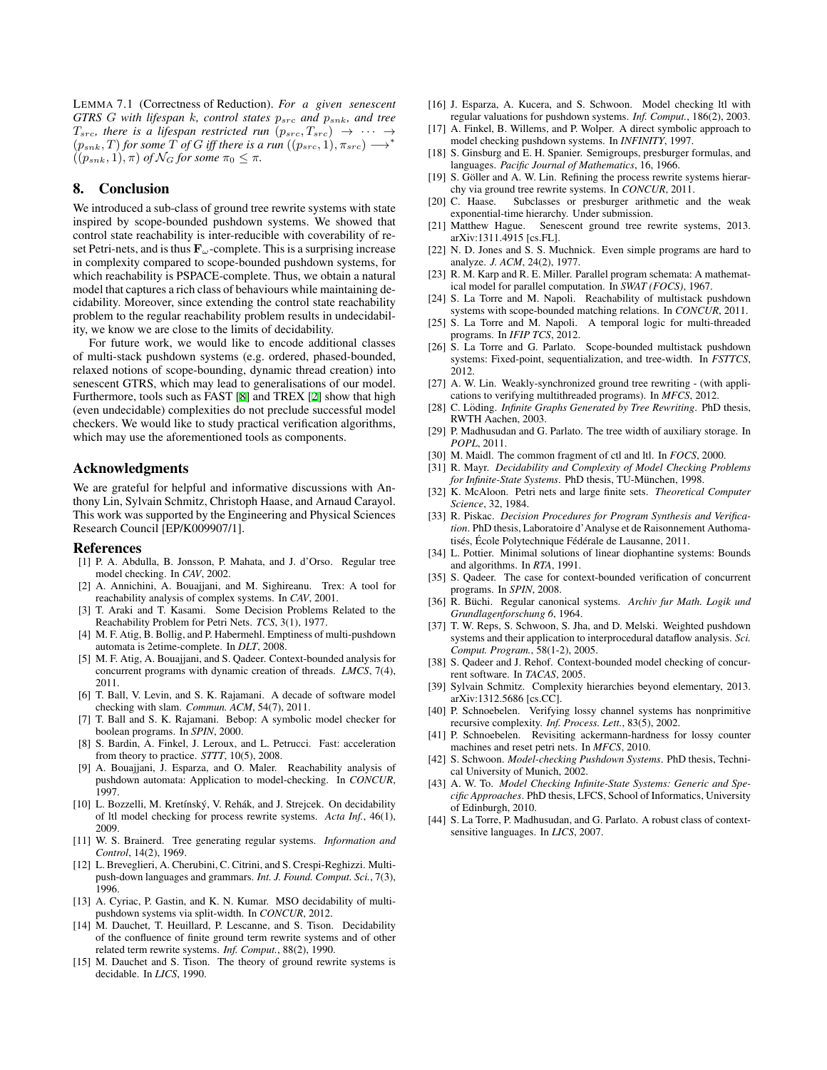LEMMA 7.1 (Correctness of Reduction). *For a given senescent GTRS $G$ with lifespan $k$, control states $p_{src}$ and $p_{snk}$, and tree $T_{src}$, there is a lifespan restricted run $(p_{src}, T_{src}) \rightarrow \cdots \rightarrow (p_{snk}, T)$ for some $T$ of $G$ iff there is a run $((p_{src}, 1), \pi_{src}) \longrightarrow^* ((p_{snk}, 1), \pi)$ of $\mathcal{N}_G$ for some $\pi_0 \leq \pi$.*

## 8. Conclusion

We introduced a sub-class of ground tree rewrite systems with state inspired by scope-bounded pushdown systems. We showed that control state reachability is inter-reducible with coverability of reset Petri-nets, and is thus $\mathbf{F}_\omega$-complete. This is a surprising increase in complexity compared to scope-bounded pushdown systems, for which reachability is PSPACE-complete. Thus, we obtain a natural model that captures a rich class of behaviours while maintaining decidability. Moreover, since extending the control state reachability problem to the regular reachability problem results in undecidability, we know we are close to the limits of decidability.

For future work, we would like to encode additional classes of multi-stack pushdown systems (e.g. ordered, phased-bounded, relaxed notions of scope-bounding, dynamic thread creation) into senescent GTRS, which may lead to generalisations of our model. Furthermore, tools such as FAST [8] and TREX [2] show that high (even undecidable) complexities do not preclude successful model checkers. We would like to study practical verification algorithms, which may use the aforementioned tools as components.

## Acknowledgments

We are grateful for helpful and informative discussions with Anthony Lin, Sylvain Schmitz, Christoph Haase, and Arnaud Carayol. This work was supported by the Engineering and Physical Sciences Research Council [EP/K009907/1].

## References

[1] P. A. Abdulla, B. Jonsson, P. Mahata, and J. d'Orso. Regular tree model checking. In *CAV*, 2002.

[2] A. Annichini, A. Bouajjani, and M. Sighireanu. Trex: A tool for reachability analysis of complex systems. In *CAV*, 2001.

[3] T. Araki and T. Kasami. Some Decision Problems Related to the Reachability Problem for Petri Nets. *TCS*, 3(1), 1977.

[4] M. F. Atig, B. Bollig, and P. Habermehl. Emptiness of multi-pushdown automata is 2etime-complete. In *DLT*, 2008.

[5] M. F. Atig, A. Bouajjani, and S. Qadeer. Context-bounded analysis for concurrent programs with dynamic creation of threads. *LMCS*, 7(4), 2011.

[6] T. Ball, V. Levin, and S. K. Rajamani. A decade of software model checking with slam. *Commun. ACM*, 54(7), 2011.

[7] T. Ball and S. K. Rajamani. Bebop: A symbolic model checker for boolean programs. In *SPIN*, 2000.

[8] S. Bardin, A. Finkel, J. Leroux, and L. Petrucci. Fast: acceleration from theory to practice. *STTT*, 10(5), 2008.

[9] A. Bouajjani, J. Esparza, and O. Maler. Reachability analysis of pushdown automata: Application to model-checking. In *CONCUR*, 1997.

[10] L. Bozzelli, M. Kretínský, V. Rehák, and J. Strejcek. On decidability of ltl model checking for process rewrite systems. *Acta Inf.*, 46(1), 2009.

[11] W. S. Brainerd. Tree generating regular systems. *Information and Control*, 14(2), 1969.

[12] L. Breveglieri, A. Cherubini, C. Citrini, and S. Crespi-Reghizzi. Multi-push-down languages and grammars. *Int. J. Found. Comput. Sci.*, 7(3), 1996.

[13] A. Cyriac, P. Gastin, and K. N. Kumar. MSO decidability of multi-pushdown systems via split-width. In *CONCUR*, 2012.

[14] M. Dauchet, T. Heuillard, P. Lescanne, and S. Tison. Decidability of the confluence of finite ground term rewrite systems and of other related term rewrite systems. *Inf. Comput.*, 88(2), 1990.

[15] M. Dauchet and S. Tison. The theory of ground rewrite systems is decidable. In *LICS*, 1990.

[16] J. Esparza, A. Kucera, and S. Schwoon. Model checking ltl with regular valuations for pushdown systems. *Inf. Comput.*, 186(2), 2003.

[17] A. Finkel, B. Willems, and P. Wolper. A direct symbolic approach to model checking pushdown systems. In *INFINITY*, 1997.

[18] S. Ginsburg and E. H. Spanier. Semigroups, presburger formulas, and languages. *Pacific Journal of Mathematics*, 16, 1966.

[19] S. Göller and A. W. Lin. Refining the process rewrite systems hierarchy via ground tree rewrite systems. In *CONCUR*, 2011.

[20] C. Haase. Subclasses or presburger arithmetic and the weak exponential-time hierarchy. Under submission.

[21] Matthew Hague. Senescent ground tree rewrite systems, 2013. arXiv:1311.4915 [cs.FL].

[22] N. D. Jones and S. S. Muchnick. Even simple programs are hard to analyze. *J. ACM*, 24(2), 1977.

[23] R. M. Karp and R. E. Miller. Parallel program schemata: A mathematical model for parallel computation. In *SWAT (FOCS)*, 1967.

[24] S. La Torre and M. Napoli. Reachability of multistack pushdown systems with scope-bounded matching relations. In *CONCUR*, 2011.

[25] S. La Torre and M. Napoli. A temporal logic for multi-threaded programs. In *IFIP TCS*, 2012.

[26] S. La Torre and G. Parlato. Scope-bounded multistack pushdown systems: Fixed-point, sequentialization, and tree-width. In *FSTTCS*, 2012.

[27] A. W. Lin. Weakly-synchronized ground tree rewriting - (with applications to verifying multithreaded programs). In *MFCS*, 2012.

[28] C. Löding. *Infinite Graphs Generated by Tree Rewriting*. PhD thesis, RWTH Aachen, 2003.

[29] P. Madhusudan and G. Parlato. The tree width of auxiliary storage. In *POPL*, 2011.

[30] M. Maidl. The common fragment of ctl and ltl. In *FOCS*, 2000.

[31] R. Mayr. *Decidability and Complexity of Model Checking Problems for Infinite-State Systems*. PhD thesis, TU-München, 1998.

[32] K. McAloon. Petri nets and large finite sets. *Theoretical Computer Science*, 32, 1984.

[33] R. Piskac. *Decision Procedures for Program Synthesis and Verification*. PhD thesis, Laboratoire d'Analyse et de Raisonnement Authomatisés, École Polytechnique Fédérale de Lausanne, 2011.

[34] L. Pottier. Minimal solutions of linear diophantine systems: Bounds and algorithms. In *RTA*, 1991.

[35] S. Qadeer. The case for context-bounded verification of concurrent programs. In *SPIN*, 2008.

[36] R. Büchi. Regular canonical systems. *Archiv fur Math. Logik und Grundlagenforschung 6*, 1964.

[37] T. W. Reps, S. Schwoon, S. Jha, and D. Melski. Weighted pushdown systems and their application to interprocedural dataflow analysis. *Sci. Comput. Program.*, 58(1-2), 2005.

[38] S. Qadeer and J. Rehof. Context-bounded model checking of concurrent software. In *TACAS*, 2005.

[39] Sylvain Schmitz. Complexity hierarchies beyond elementary, 2013. arXiv:1312.5686 [cs.CC].

[40] P. Schnoebelen. Verifying lossy channel systems has nonprimitive recursive complexity. *Inf. Process. Lett.*, 83(5), 2002.

[41] P. Schnoebelen. Revisiting ackermann-hardness for lossy counter machines and reset petri nets. In *MFCS*, 2010.

[42] S. Schwoon. *Model-checking Pushdown Systems*. PhD thesis, Technical University of Munich, 2002.

[43] A. W. To. *Model Checking Infinite-State Systems: Generic and Specific Approaches*. PhD thesis, LFCS, School of Informatics, University of Edinburgh, 2010.

[44] S. La Torre, P. Madhusudan, and G. Parlato. A robust class of context-sensitive languages. In *LICS*, 2007.